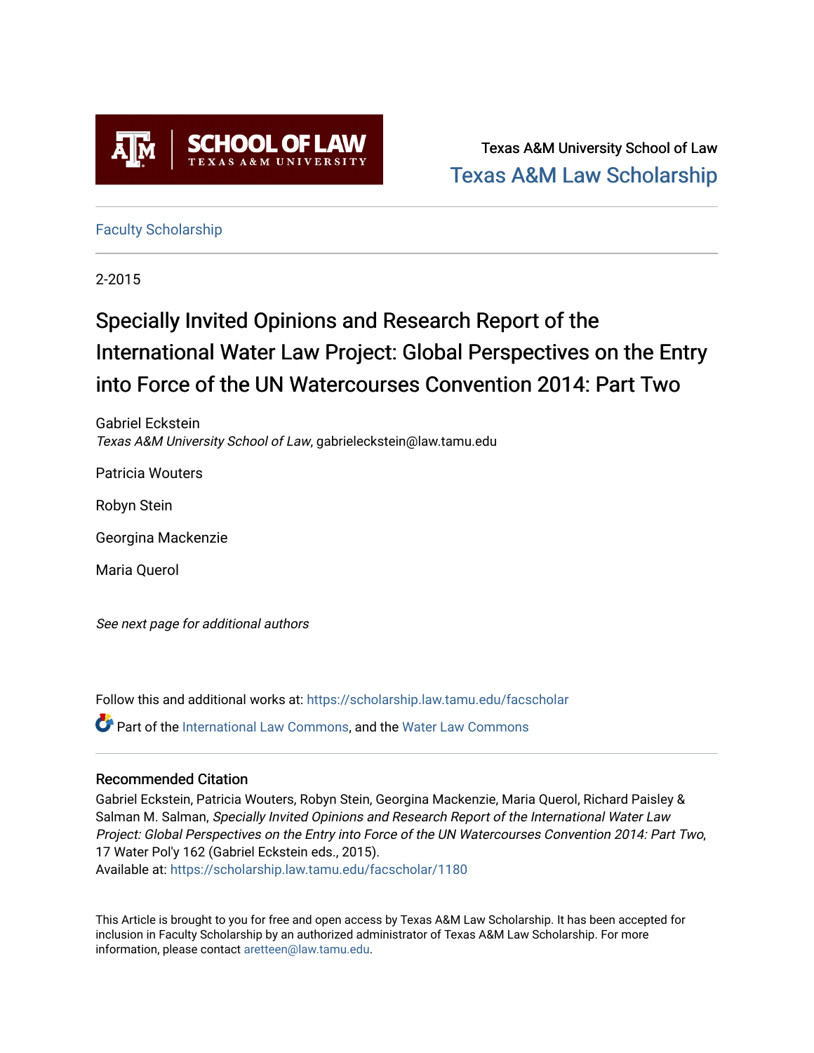Texas A&M University School of Law

Texas A&M Law Scholarship

Faculty Scholarship

2-2015

# Specially Invited Opinions and Research Report of the International Water Law Project: Global Perspectives on the Entry into Force of the UN Watercourses Convention 2014: Part Two

Gabriel Eckstein
*Texas A&M University School of Law*, gabrieleckstein@law.tamu.edu

Patricia Wouters

Robyn Stein

Georgina Mackenzie

Maria Querol

*See next page for additional authors*

Follow this and additional works at: https://scholarship.law.tamu.edu/facscholar

Part of the International Law Commons, and the Water Law Commons

## Recommended Citation

Gabriel Eckstein, Patricia Wouters, Robyn Stein, Georgina Mackenzie, Maria Querol, Richard Paisley & Salman M. Salman, *Specially Invited Opinions and Research Report of the International Water Law Project: Global Perspectives on the Entry into Force of the UN Watercourses Convention 2014: Part Two*, 17 Water Pol'y 162 (Gabriel Eckstein eds., 2015).
Available at: https://scholarship.law.tamu.edu/facscholar/1180

This Article is brought to you for free and open access by Texas A&M Law Scholarship. It has been accepted for inclusion in Faculty Scholarship by an authorized administrator of Texas A&M Law Scholarship. For more information, please contact aretteen@law.tamu.edu.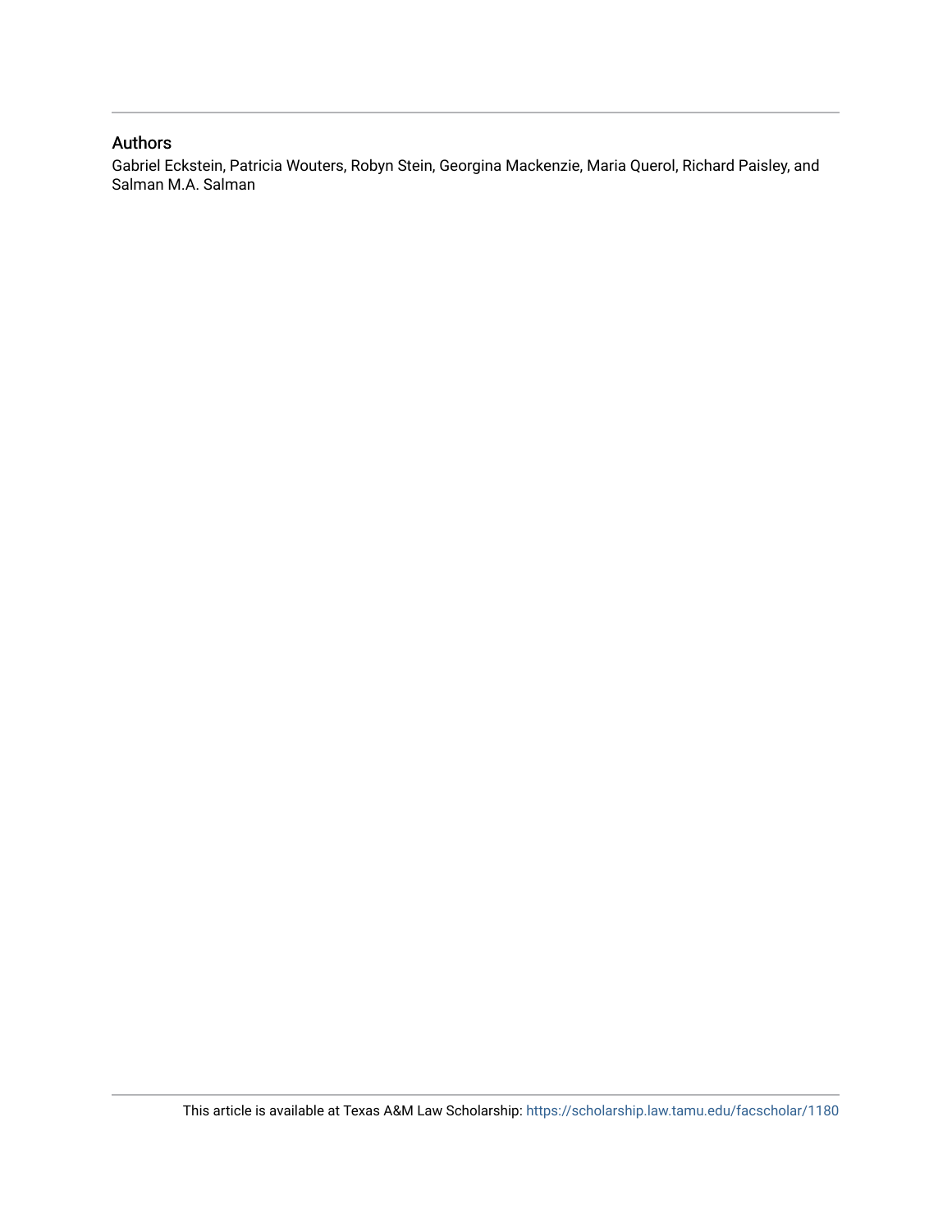## Authors

Gabriel Eckstein, Patricia Wouters, Robyn Stein, Georgina Mackenzie, Maria Querol, Richard Paisley, and Salman M.A. Salman

This article is available at Texas A&M Law Scholarship: https://scholarship.law.tamu.edu/facscholar/1180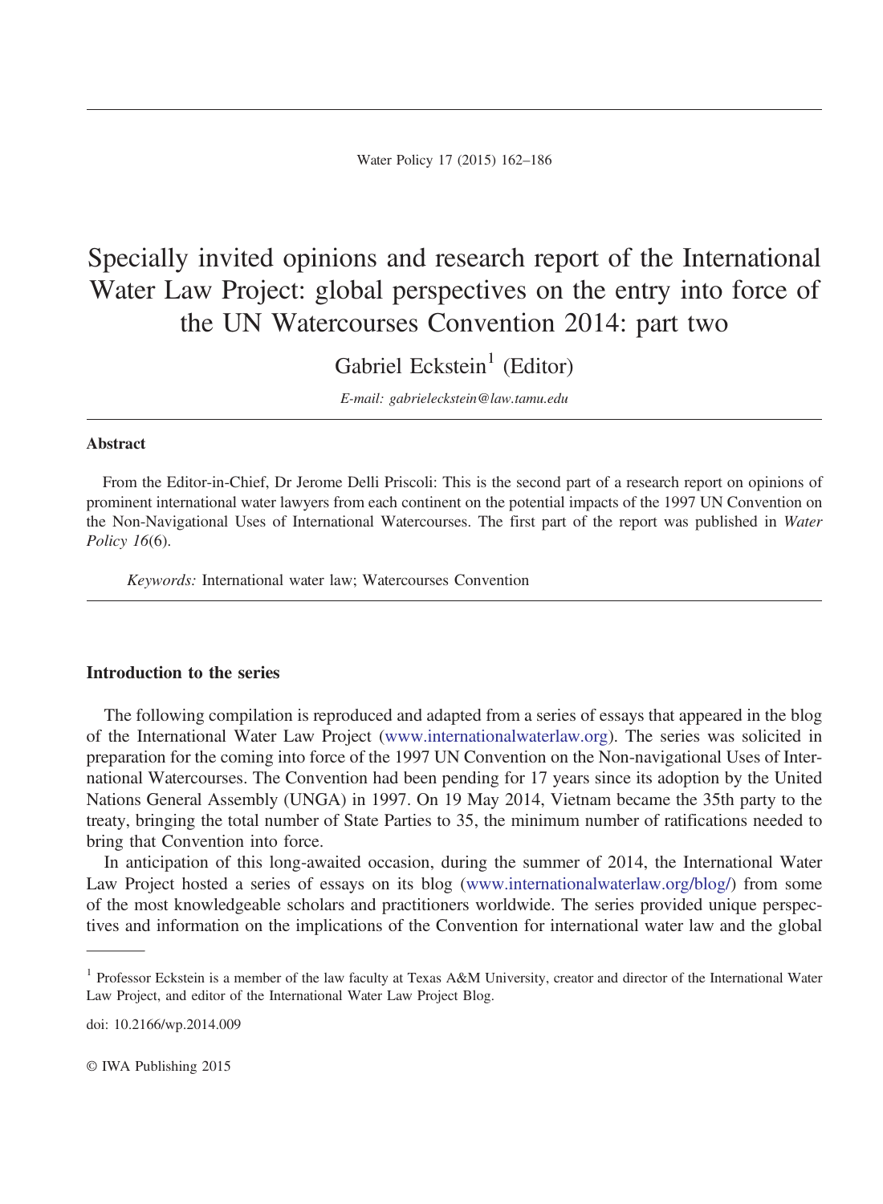# Specially invited opinions and research report of the International Water Law Project: global perspectives on the entry into force of the UN Watercourses Convention 2014: part two

Gabriel Eckstein[1] (Editor)

*E-mail: gabrieleckstein@law.tamu.edu*

---

### Abstract

From the Editor-in-Chief, Dr Jerome Delli Priscoli: This is the second part of a research report on opinions of prominent international water lawyers from each continent on the potential impacts of the 1997 UN Convention on the Non-Navigational Uses of International Watercourses. The first part of the report was published in *Water Policy 16*(6).

*Keywords:* International water law; Watercourses Convention

---

### Introduction to the series

The following compilation is reproduced and adapted from a series of essays that appeared in the blog of the International Water Law Project (www.internationalwaterlaw.org). The series was solicited in preparation for the coming into force of the 1997 UN Convention on the Non-navigational Uses of International Watercourses. The Convention had been pending for 17 years since its adoption by the United Nations General Assembly (UNGA) in 1997. On 19 May 2014, Vietnam became the 35th party to the treaty, bringing the total number of State Parties to 35, the minimum number of ratifications needed to bring that Convention into force.

In anticipation of this long-awaited occasion, during the summer of 2014, the International Water Law Project hosted a series of essays on its blog (www.internationalwaterlaw.org/blog/) from some of the most knowledgeable scholars and practitioners worldwide. The series provided unique perspectives and information on the implications of the Convention for international water law and the global

---

[1] Professor Eckstein is a member of the law faculty at Texas A&M University, creator and director of the International Water Law Project, and editor of the International Water Law Project Blog.

doi: 10.2166/wp.2014.009

© IWA Publishing 2015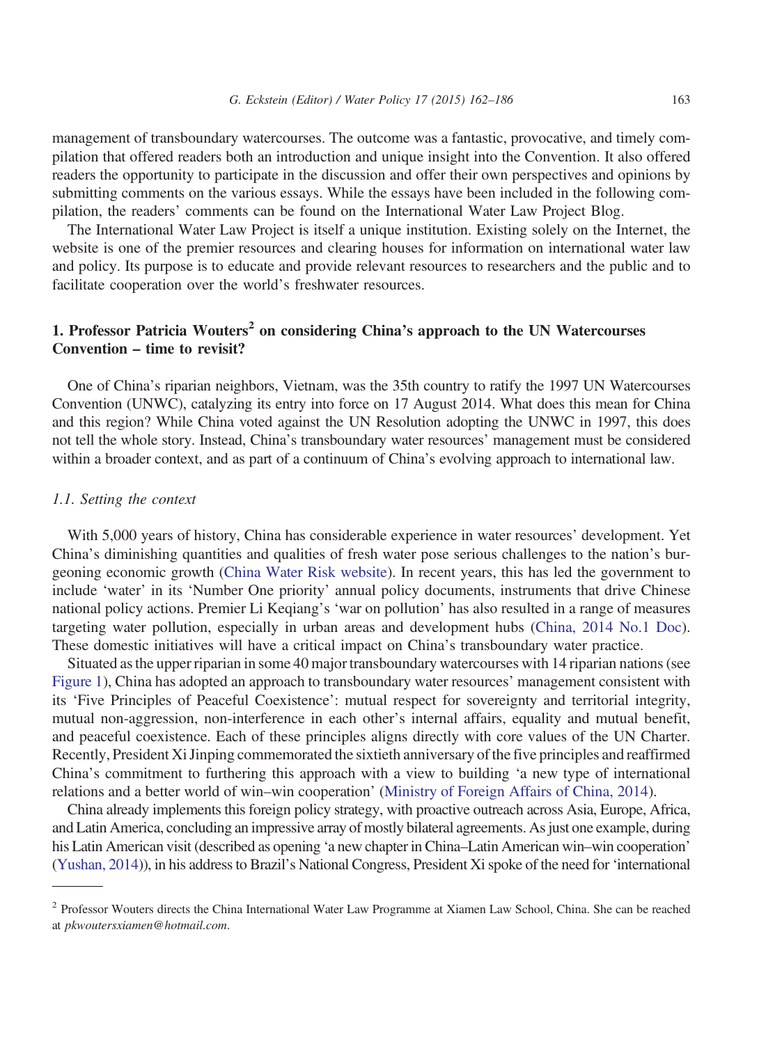management of transboundary watercourses. The outcome was a fantastic, provocative, and timely compilation that offered readers both an introduction and unique insight into the Convention. It also offered readers the opportunity to participate in the discussion and offer their own perspectives and opinions by submitting comments on the various essays. While the essays have been included in the following compilation, the readers' comments can be found on the International Water Law Project Blog.

The International Water Law Project is itself a unique institution. Existing solely on the Internet, the website is one of the premier resources and clearing houses for information on international water law and policy. Its purpose is to educate and provide relevant resources to researchers and the public and to facilitate cooperation over the world's freshwater resources.

## 1. Professor Patricia Wouters[2] on considering China's approach to the UN Watercourses Convention – time to revisit?

One of China's riparian neighbors, Vietnam, was the 35th country to ratify the 1997 UN Watercourses Convention (UNWC), catalyzing its entry into force on 17 August 2014. What does this mean for China and this region? While China voted against the UN Resolution adopting the UNWC in 1997, this does not tell the whole story. Instead, China's transboundary water resources' management must be considered within a broader context, and as part of a continuum of China's evolving approach to international law.

### *1.1. Setting the context*

With 5,000 years of history, China has considerable experience in water resources' development. Yet China's diminishing quantities and qualities of fresh water pose serious challenges to the nation's burgeoning economic growth (China Water Risk website). In recent years, this has led the government to include 'water' in its 'Number One priority' annual policy documents, instruments that drive Chinese national policy actions. Premier Li Keqiang's 'war on pollution' has also resulted in a range of measures targeting water pollution, especially in urban areas and development hubs (China, 2014 No.1 Doc). These domestic initiatives will have a critical impact on China's transboundary water practice.

Situated as the upper riparian in some 40 major transboundary watercourses with 14 riparian nations (see Figure 1), China has adopted an approach to transboundary water resources' management consistent with its 'Five Principles of Peaceful Coexistence': mutual respect for sovereignty and territorial integrity, mutual non-aggression, non-interference in each other's internal affairs, equality and mutual benefit, and peaceful coexistence. Each of these principles aligns directly with core values of the UN Charter. Recently, President Xi Jinping commemorated the sixtieth anniversary of the five principles and reaffirmed China's commitment to furthering this approach with a view to building 'a new type of international relations and a better world of win–win cooperation' (Ministry of Foreign Affairs of China, 2014).

China already implements this foreign policy strategy, with proactive outreach across Asia, Europe, Africa, and Latin America, concluding an impressive array of mostly bilateral agreements. As just one example, during his Latin American visit (described as opening 'a new chapter in China–Latin American win–win cooperation' (Yushan, 2014)), in his address to Brazil's National Congress, President Xi spoke of the need for 'international

---

[2] Professor Wouters directs the China International Water Law Programme at Xiamen Law School, China. She can be reached at *pkwoutersxiamen@hotmail.com*.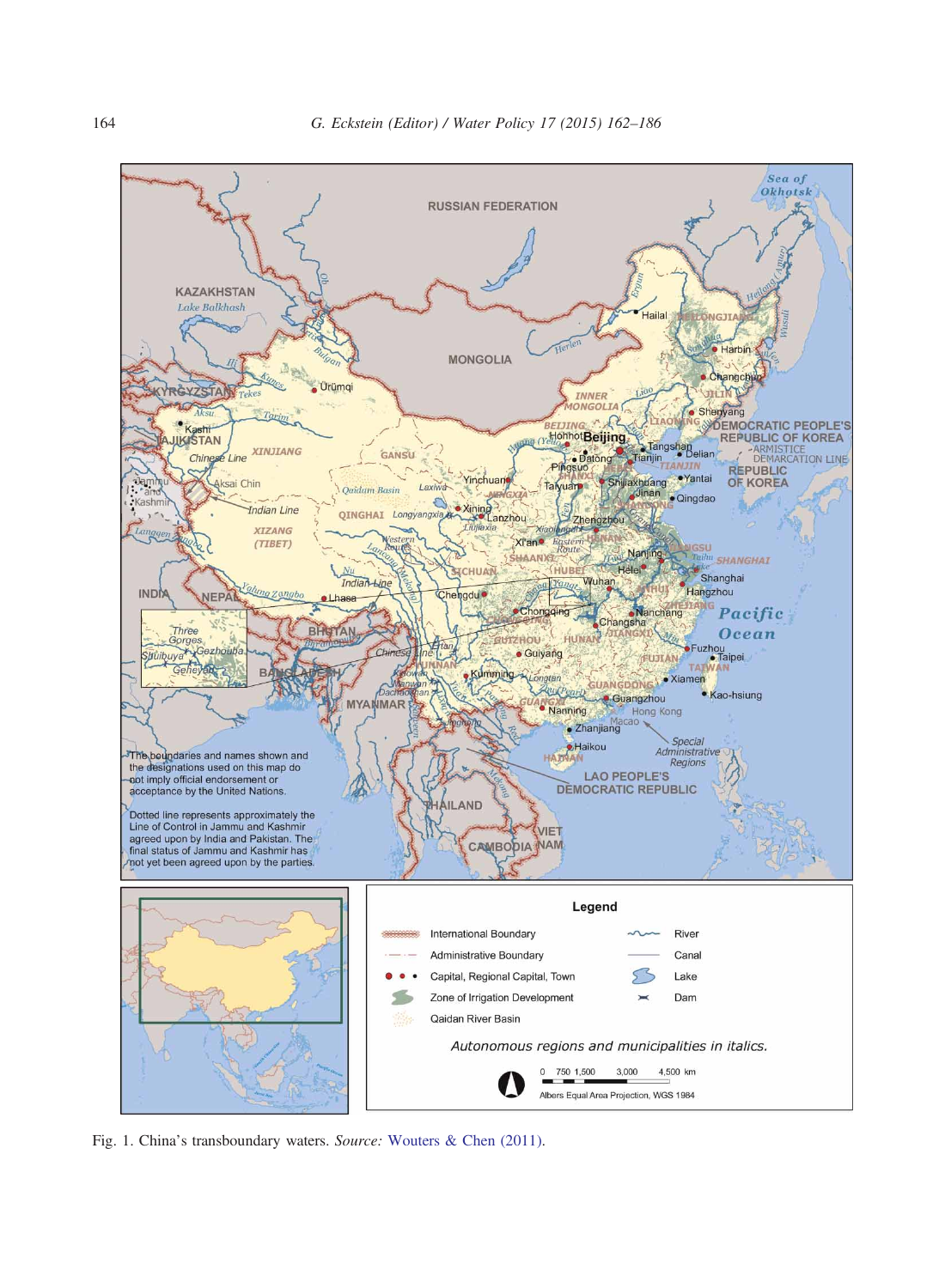Fig. 1. China's transboundary waters. *Source:* Wouters & Chen (2011).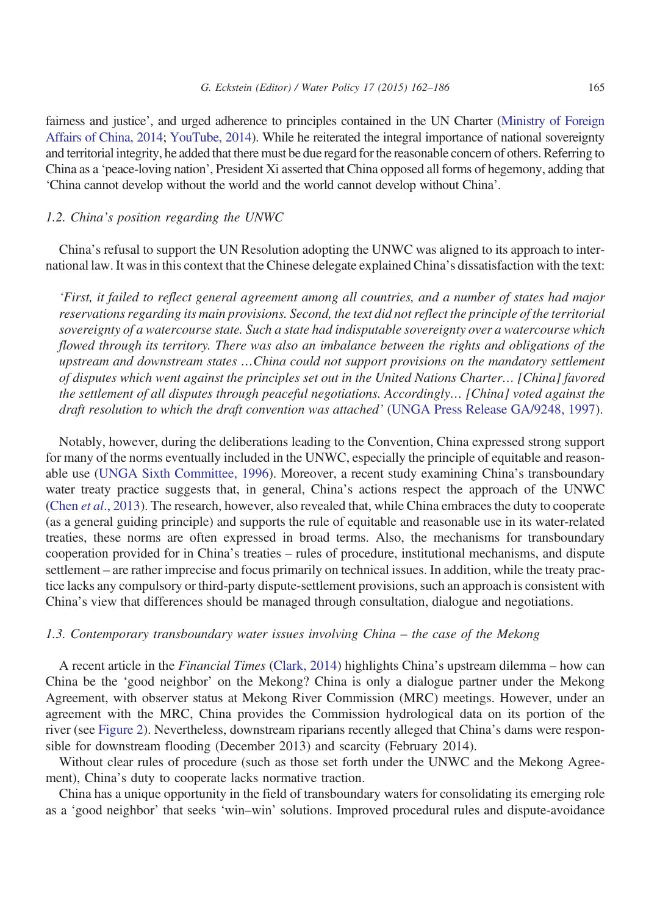fairness and justice', and urged adherence to principles contained in the UN Charter (Ministry of Foreign Affairs of China, 2014; YouTube, 2014). While he reiterated the integral importance of national sovereignty and territorial integrity, he added that there must be due regard for the reasonable concern of others. Referring to China as a 'peace-loving nation', President Xi asserted that China opposed all forms of hegemony, adding that 'China cannot develop without the world and the world cannot develop without China'.

### *1.2. China's position regarding the UNWC*

China's refusal to support the UN Resolution adopting the UNWC was aligned to its approach to international law. It was in this context that the Chinese delegate explained China's dissatisfaction with the text:

> *'First, it failed to reflect general agreement among all countries, and a number of states had major reservations regarding its main provisions. Second, the text did not reflect the principle of the territorial sovereignty of a watercourse state. Such a state had indisputable sovereignty over a watercourse which flowed through its territory. There was also an imbalance between the rights and obligations of the upstream and downstream states …China could not support provisions on the mandatory settlement of disputes which went against the principles set out in the United Nations Charter… [China] favored the settlement of all disputes through peaceful negotiations. Accordingly… [China] voted against the draft resolution to which the draft convention was attached'* (UNGA Press Release GA/9248, 1997).

Notably, however, during the deliberations leading to the Convention, China expressed strong support for many of the norms eventually included in the UNWC, especially the principle of equitable and reasonable use (UNGA Sixth Committee, 1996). Moreover, a recent study examining China's transboundary water treaty practice suggests that, in general, China's actions respect the approach of the UNWC (Chen *et al*., 2013). The research, however, also revealed that, while China embraces the duty to cooperate (as a general guiding principle) and supports the rule of equitable and reasonable use in its water-related treaties, these norms are often expressed in broad terms. Also, the mechanisms for transboundary cooperation provided for in China's treaties – rules of procedure, institutional mechanisms, and dispute settlement – are rather imprecise and focus primarily on technical issues. In addition, while the treaty practice lacks any compulsory or third-party dispute-settlement provisions, such an approach is consistent with China's view that differences should be managed through consultation, dialogue and negotiations.

### *1.3. Contemporary transboundary water issues involving China – the case of the Mekong*

A recent article in the *Financial Times* (Clark, 2014) highlights China's upstream dilemma – how can China be the 'good neighbor' on the Mekong? China is only a dialogue partner under the Mekong Agreement, with observer status at Mekong River Commission (MRC) meetings. However, under an agreement with the MRC, China provides the Commission hydrological data on its portion of the river (see Figure 2). Nevertheless, downstream riparians recently alleged that China's dams were responsible for downstream flooding (December 2013) and scarcity (February 2014).

Without clear rules of procedure (such as those set forth under the UNWC and the Mekong Agreement), China's duty to cooperate lacks normative traction.

China has a unique opportunity in the field of transboundary waters for consolidating its emerging role as a 'good neighbor' that seeks 'win–win' solutions. Improved procedural rules and dispute-avoidance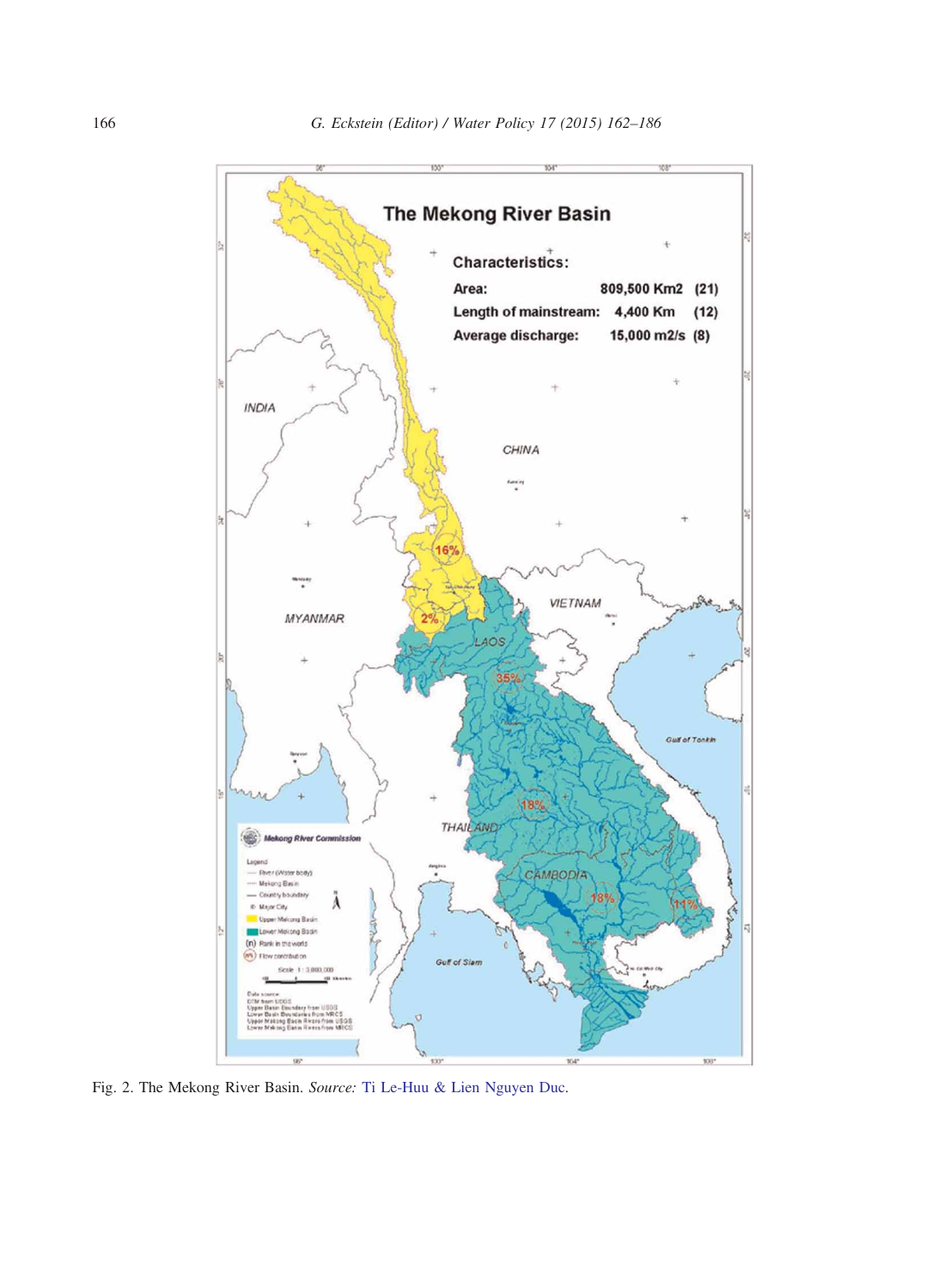Fig. 2. The Mekong River Basin. *Source:* Ti Le-Huu & Lien Nguyen Duc.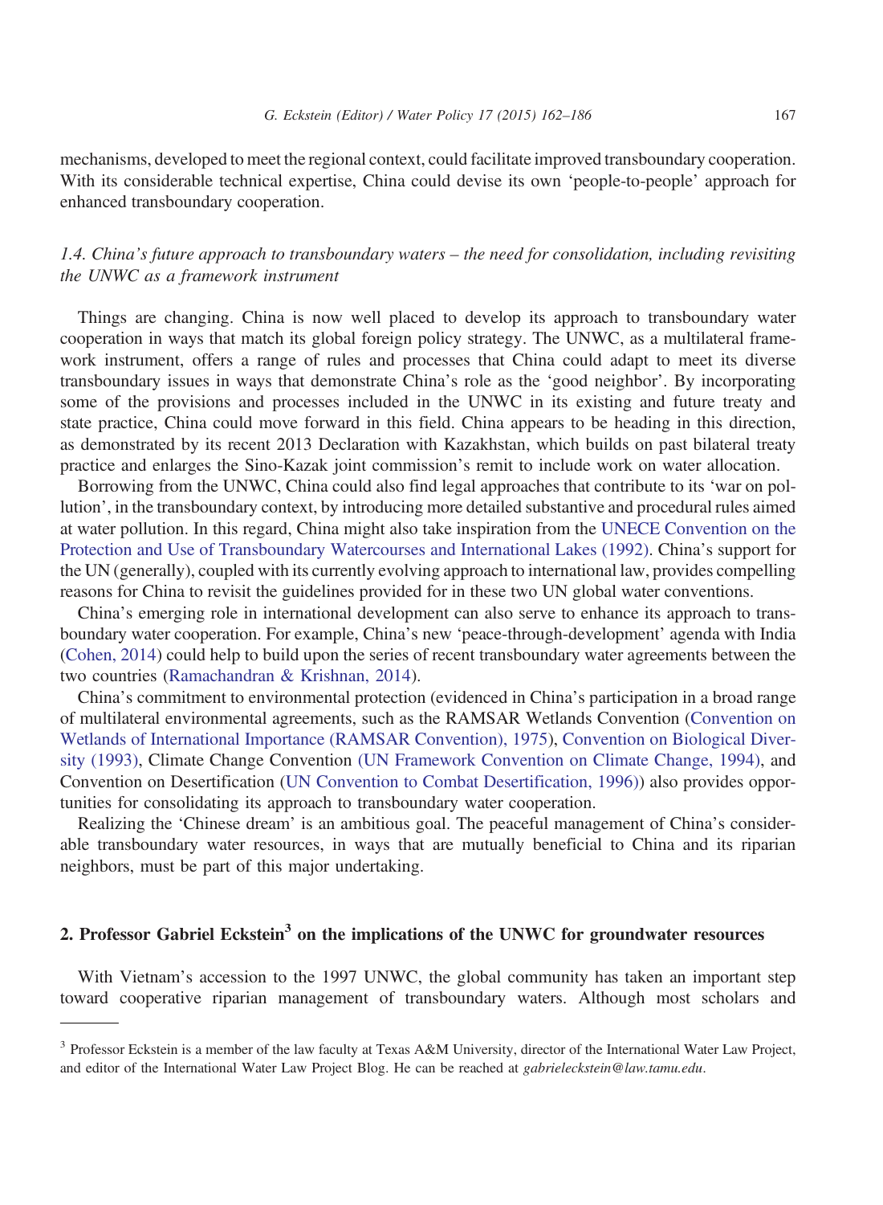mechanisms, developed to meet the regional context, could facilitate improved transboundary cooperation. With its considerable technical expertise, China could devise its own 'people-to-people' approach for enhanced transboundary cooperation.

### *1.4. China's future approach to transboundary waters – the need for consolidation, including revisiting the UNWC as a framework instrument*

Things are changing. China is now well placed to develop its approach to transboundary water cooperation in ways that match its global foreign policy strategy. The UNWC, as a multilateral framework instrument, offers a range of rules and processes that China could adapt to meet its diverse transboundary issues in ways that demonstrate China's role as the 'good neighbor'. By incorporating some of the provisions and processes included in the UNWC in its existing and future treaty and state practice, China could move forward in this field. China appears to be heading in this direction, as demonstrated by its recent 2013 Declaration with Kazakhstan, which builds on past bilateral treaty practice and enlarges the Sino-Kazak joint commission's remit to include work on water allocation.

Borrowing from the UNWC, China could also find legal approaches that contribute to its 'war on pollution', in the transboundary context, by introducing more detailed substantive and procedural rules aimed at water pollution. In this regard, China might also take inspiration from the UNECE Convention on the Protection and Use of Transboundary Watercourses and International Lakes (1992). China's support for the UN (generally), coupled with its currently evolving approach to international law, provides compelling reasons for China to revisit the guidelines provided for in these two UN global water conventions.

China's emerging role in international development can also serve to enhance its approach to transboundary water cooperation. For example, China's new 'peace-through-development' agenda with India (Cohen, 2014) could help to build upon the series of recent transboundary water agreements between the two countries (Ramachandran & Krishnan, 2014).

China's commitment to environmental protection (evidenced in China's participation in a broad range of multilateral environmental agreements, such as the RAMSAR Wetlands Convention (Convention on Wetlands of International Importance (RAMSAR Convention), 1975), Convention on Biological Diversity (1993), Climate Change Convention (UN Framework Convention on Climate Change, 1994), and Convention on Desertification (UN Convention to Combat Desertification, 1996)) also provides opportunities for consolidating its approach to transboundary water cooperation.

Realizing the 'Chinese dream' is an ambitious goal. The peaceful management of China's considerable transboundary water resources, in ways that are mutually beneficial to China and its riparian neighbors, must be part of this major undertaking.

## 2. Professor Gabriel Eckstein[3] on the implications of the UNWC for groundwater resources

With Vietnam's accession to the 1997 UNWC, the global community has taken an important step toward cooperative riparian management of transboundary waters. Although most scholars and

---

[3] Professor Eckstein is a member of the law faculty at Texas A&M University, director of the International Water Law Project, and editor of the International Water Law Project Blog. He can be reached at *gabrieleckstein@law.tamu.edu*.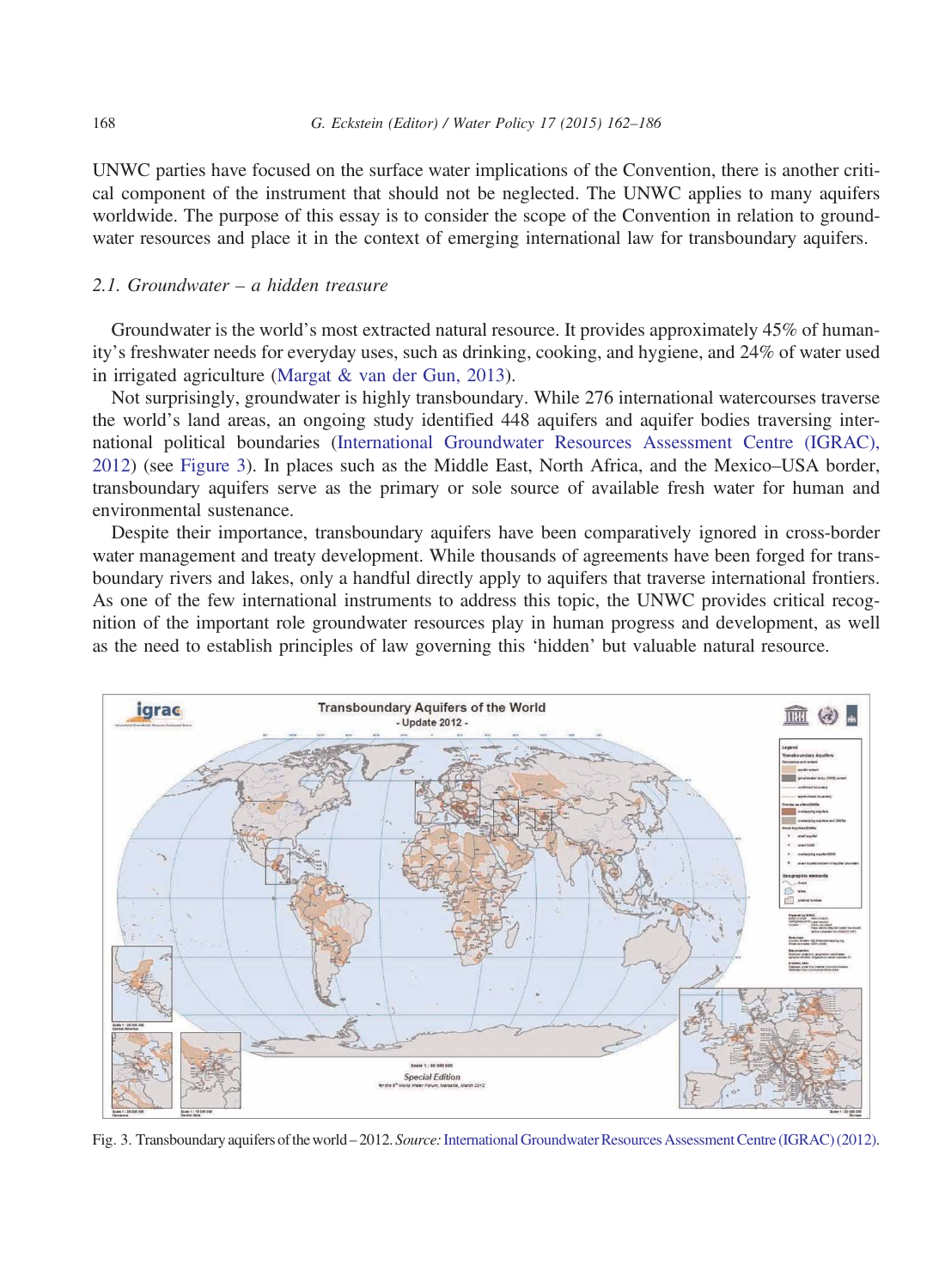UNWC parties have focused on the surface water implications of the Convention, there is another critical component of the instrument that should not be neglected. The UNWC applies to many aquifers worldwide. The purpose of this essay is to consider the scope of the Convention in relation to groundwater resources and place it in the context of emerging international law for transboundary aquifers.

### 2.1. Groundwater – a hidden treasure

Groundwater is the world's most extracted natural resource. It provides approximately 45% of humanity's freshwater needs for everyday uses, such as drinking, cooking, and hygiene, and 24% of water used in irrigated agriculture (Margat & van der Gun, 2013).

Not surprisingly, groundwater is highly transboundary. While 276 international watercourses traverse the world's land areas, an ongoing study identified 448 aquifers and aquifer bodies traversing international political boundaries (International Groundwater Resources Assessment Centre (IGRAC), 2012) (see Figure 3). In places such as the Middle East, North Africa, and the Mexico–USA border, transboundary aquifers serve as the primary or sole source of available fresh water for human and environmental sustenance.

Despite their importance, transboundary aquifers have been comparatively ignored in cross-border water management and treaty development. While thousands of agreements have been forged for transboundary rivers and lakes, only a handful directly apply to aquifers that traverse international frontiers. As one of the few international instruments to address this topic, the UNWC provides critical recognition of the important role groundwater resources play in human progress and development, as well as the need to establish principles of law governing this 'hidden' but valuable natural resource.

Fig. 3. Transboundary aquifers of the world – 2012. *Source:* International Groundwater Resources Assessment Centre (IGRAC) (2012).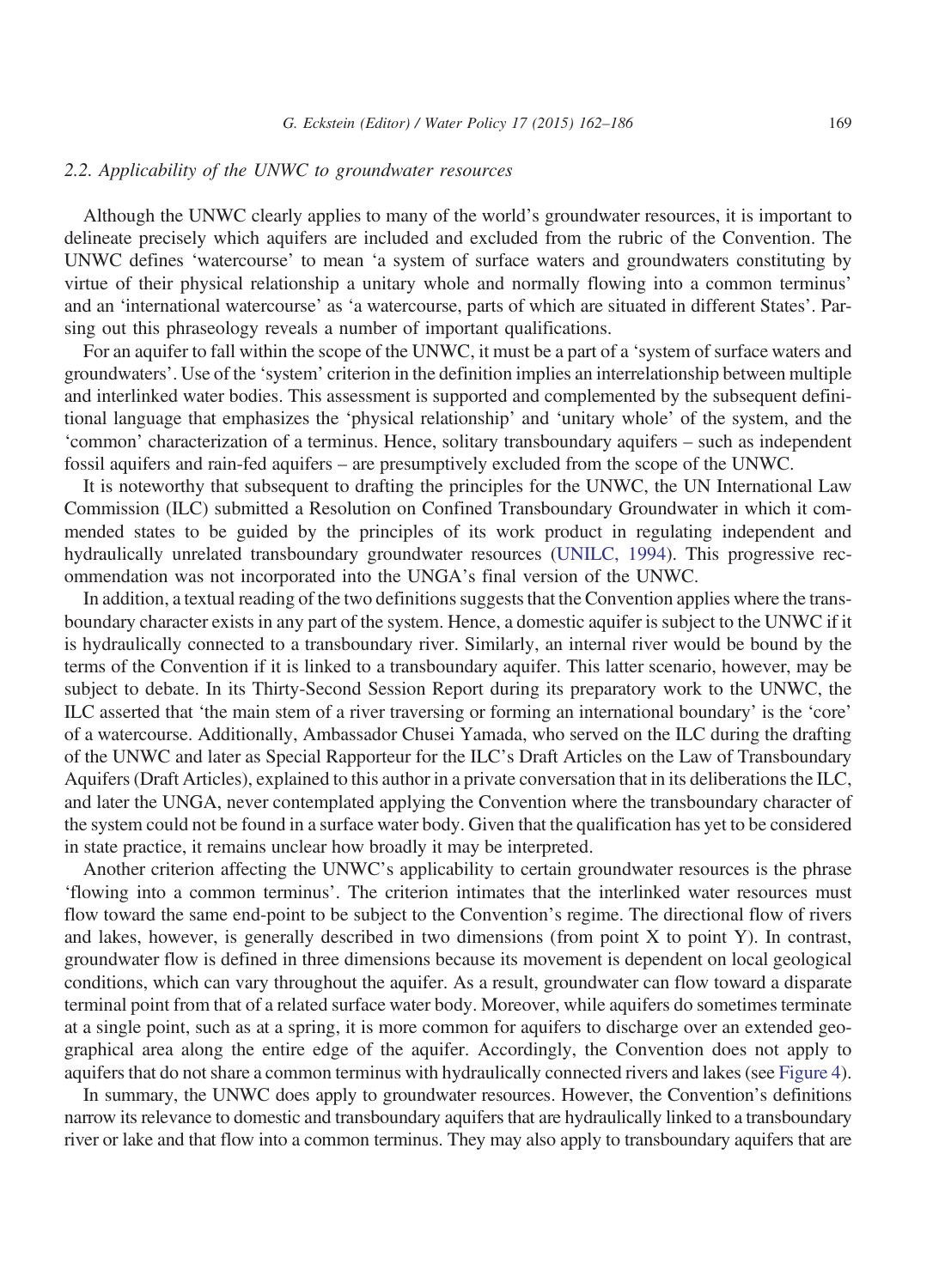### 2.2. Applicability of the UNWC to groundwater resources

Although the UNWC clearly applies to many of the world's groundwater resources, it is important to delineate precisely which aquifers are included and excluded from the rubric of the Convention. The UNWC defines 'watercourse' to mean 'a system of surface waters and groundwaters constituting by virtue of their physical relationship a unitary whole and normally flowing into a common terminus' and an 'international watercourse' as 'a watercourse, parts of which are situated in different States'. Parsing out this phraseology reveals a number of important qualifications.

For an aquifer to fall within the scope of the UNWC, it must be a part of a 'system of surface waters and groundwaters'. Use of the 'system' criterion in the definition implies an interrelationship between multiple and interlinked water bodies. This assessment is supported and complemented by the subsequent definitional language that emphasizes the 'physical relationship' and 'unitary whole' of the system, and the 'common' characterization of a terminus. Hence, solitary transboundary aquifers – such as independent fossil aquifers and rain-fed aquifers – are presumptively excluded from the scope of the UNWC.

It is noteworthy that subsequent to drafting the principles for the UNWC, the UN International Law Commission (ILC) submitted a Resolution on Confined Transboundary Groundwater in which it commended states to be guided by the principles of its work product in regulating independent and hydraulically unrelated transboundary groundwater resources (UNILC, 1994). This progressive recommendation was not incorporated into the UNGA's final version of the UNWC.

In addition, a textual reading of the two definitions suggests that the Convention applies where the transboundary character exists in any part of the system. Hence, a domestic aquifer is subject to the UNWC if it is hydraulically connected to a transboundary river. Similarly, an internal river would be bound by the terms of the Convention if it is linked to a transboundary aquifer. This latter scenario, however, may be subject to debate. In its Thirty-Second Session Report during its preparatory work to the UNWC, the ILC asserted that 'the main stem of a river traversing or forming an international boundary' is the 'core' of a watercourse. Additionally, Ambassador Chusei Yamada, who served on the ILC during the drafting of the UNWC and later as Special Rapporteur for the ILC's Draft Articles on the Law of Transboundary Aquifers (Draft Articles), explained to this author in a private conversation that in its deliberations the ILC, and later the UNGA, never contemplated applying the Convention where the transboundary character of the system could not be found in a surface water body. Given that the qualification has yet to be considered in state practice, it remains unclear how broadly it may be interpreted.

Another criterion affecting the UNWC's applicability to certain groundwater resources is the phrase 'flowing into a common terminus'. The criterion intimates that the interlinked water resources must flow toward the same end-point to be subject to the Convention's regime. The directional flow of rivers and lakes, however, is generally described in two dimensions (from point X to point Y). In contrast, groundwater flow is defined in three dimensions because its movement is dependent on local geological conditions, which can vary throughout the aquifer. As a result, groundwater can flow toward a disparate terminal point from that of a related surface water body. Moreover, while aquifers do sometimes terminate at a single point, such as at a spring, it is more common for aquifers to discharge over an extended geographical area along the entire edge of the aquifer. Accordingly, the Convention does not apply to aquifers that do not share a common terminus with hydraulically connected rivers and lakes (see Figure 4).

In summary, the UNWC does apply to groundwater resources. However, the Convention's definitions narrow its relevance to domestic and transboundary aquifers that are hydraulically linked to a transboundary river or lake and that flow into a common terminus. They may also apply to transboundary aquifers that are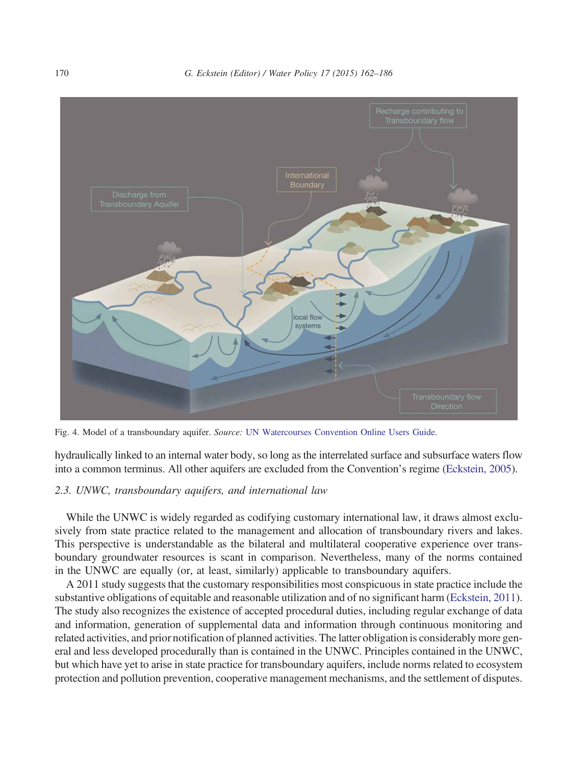Fig. 4. Model of a transboundary aquifer. *Source:* UN Watercourses Convention Online Users Guide.

hydraulically linked to an internal water body, so long as the interrelated surface and subsurface waters flow into a common terminus. All other aquifers are excluded from the Convention's regime (Eckstein, 2005).

### *2.3. UNWC, transboundary aquifers, and international law*

While the UNWC is widely regarded as codifying customary international law, it draws almost exclusively from state practice related to the management and allocation of transboundary rivers and lakes. This perspective is understandable as the bilateral and multilateral cooperative experience over transboundary groundwater resources is scant in comparison. Nevertheless, many of the norms contained in the UNWC are equally (or, at least, similarly) applicable to transboundary aquifers.

A 2011 study suggests that the customary responsibilities most conspicuous in state practice include the substantive obligations of equitable and reasonable utilization and of no significant harm (Eckstein, 2011). The study also recognizes the existence of accepted procedural duties, including regular exchange of data and information, generation of supplemental data and information through continuous monitoring and related activities, and prior notification of planned activities. The latter obligation is considerably more general and less developed procedurally than is contained in the UNWC. Principles contained in the UNWC, but which have yet to arise in state practice for transboundary aquifers, include norms related to ecosystem protection and pollution prevention, cooperative management mechanisms, and the settlement of disputes.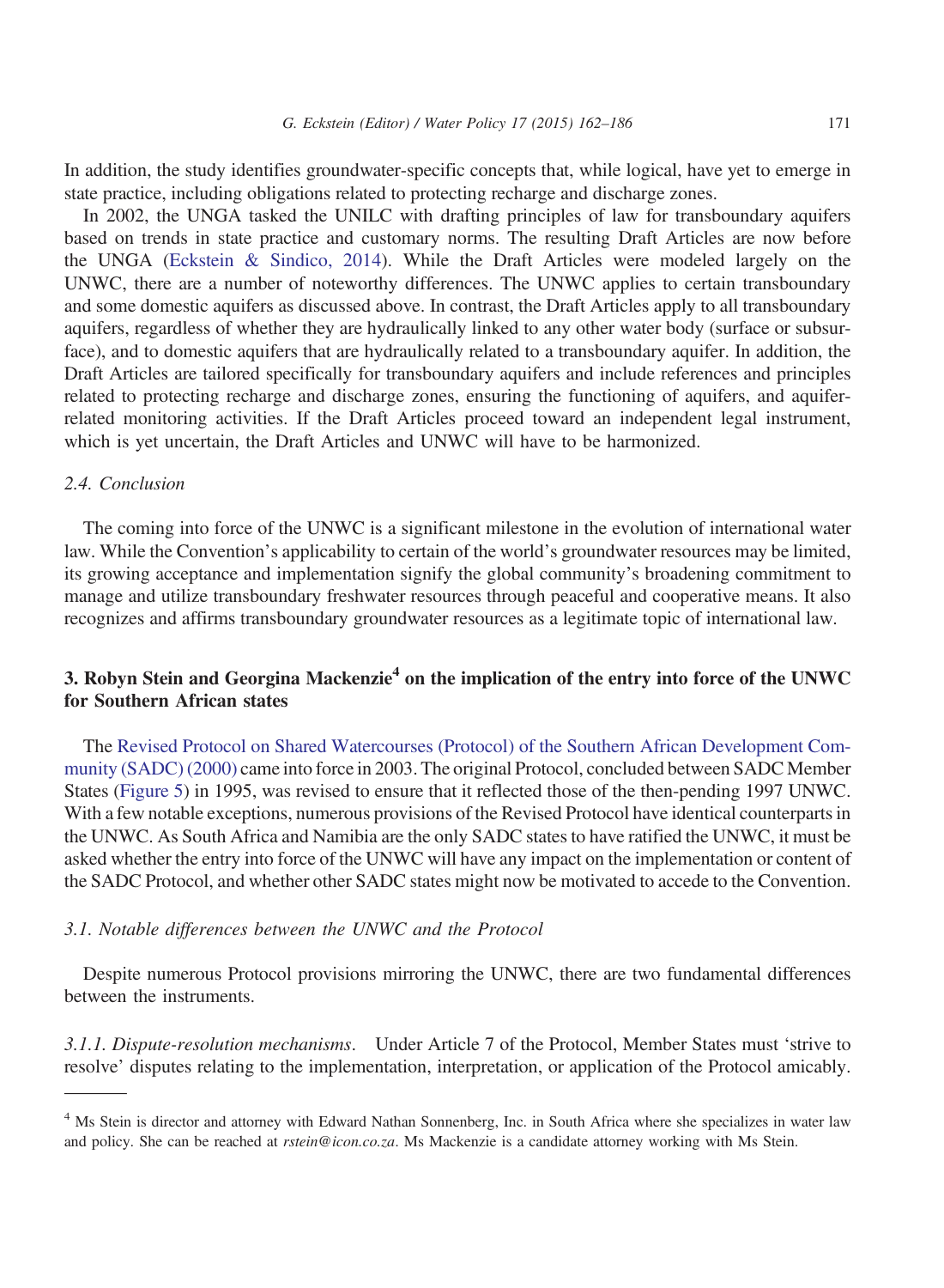In addition, the study identifies groundwater-specific concepts that, while logical, have yet to emerge in state practice, including obligations related to protecting recharge and discharge zones.

In 2002, the UNGA tasked the UNILC with drafting principles of law for transboundary aquifers based on trends in state practice and customary norms. The resulting Draft Articles are now before the UNGA (Eckstein & Sindico, 2014). While the Draft Articles were modeled largely on the UNWC, there are a number of noteworthy differences. The UNWC applies to certain transboundary and some domestic aquifers as discussed above. In contrast, the Draft Articles apply to all transboundary aquifers, regardless of whether they are hydraulically linked to any other water body (surface or subsurface), and to domestic aquifers that are hydraulically related to a transboundary aquifer. In addition, the Draft Articles are tailored specifically for transboundary aquifers and include references and principles related to protecting recharge and discharge zones, ensuring the functioning of aquifers, and aquifer-related monitoring activities. If the Draft Articles proceed toward an independent legal instrument, which is yet uncertain, the Draft Articles and UNWC will have to be harmonized.

### 2.4. Conclusion

The coming into force of the UNWC is a significant milestone in the evolution of international water law. While the Convention's applicability to certain of the world's groundwater resources may be limited, its growing acceptance and implementation signify the global community's broadening commitment to manage and utilize transboundary freshwater resources through peaceful and cooperative means. It also recognizes and affirms transboundary groundwater resources as a legitimate topic of international law.

## 3. Robyn Stein and Georgina Mackenzie[4] on the implication of the entry into force of the UNWC for Southern African states

The Revised Protocol on Shared Watercourses (Protocol) of the Southern African Development Community (SADC) (2000) came into force in 2003. The original Protocol, concluded between SADC Member States (Figure 5) in 1995, was revised to ensure that it reflected those of the then-pending 1997 UNWC. With a few notable exceptions, numerous provisions of the Revised Protocol have identical counterparts in the UNWC. As South Africa and Namibia are the only SADC states to have ratified the UNWC, it must be asked whether the entry into force of the UNWC will have any impact on the implementation or content of the SADC Protocol, and whether other SADC states might now be motivated to accede to the Convention.

### 3.1. Notable differences between the UNWC and the Protocol

Despite numerous Protocol provisions mirroring the UNWC, there are two fundamental differences between the instruments.

*3.1.1. Dispute-resolution mechanisms.* Under Article 7 of the Protocol, Member States must 'strive to resolve' disputes relating to the implementation, interpretation, or application of the Protocol amicably.

---

[4] Ms Stein is director and attorney with Edward Nathan Sonnenberg, Inc. in South Africa where she specializes in water law and policy. She can be reached at *rstein@icon.co.za*. Ms Mackenzie is a candidate attorney working with Ms Stein.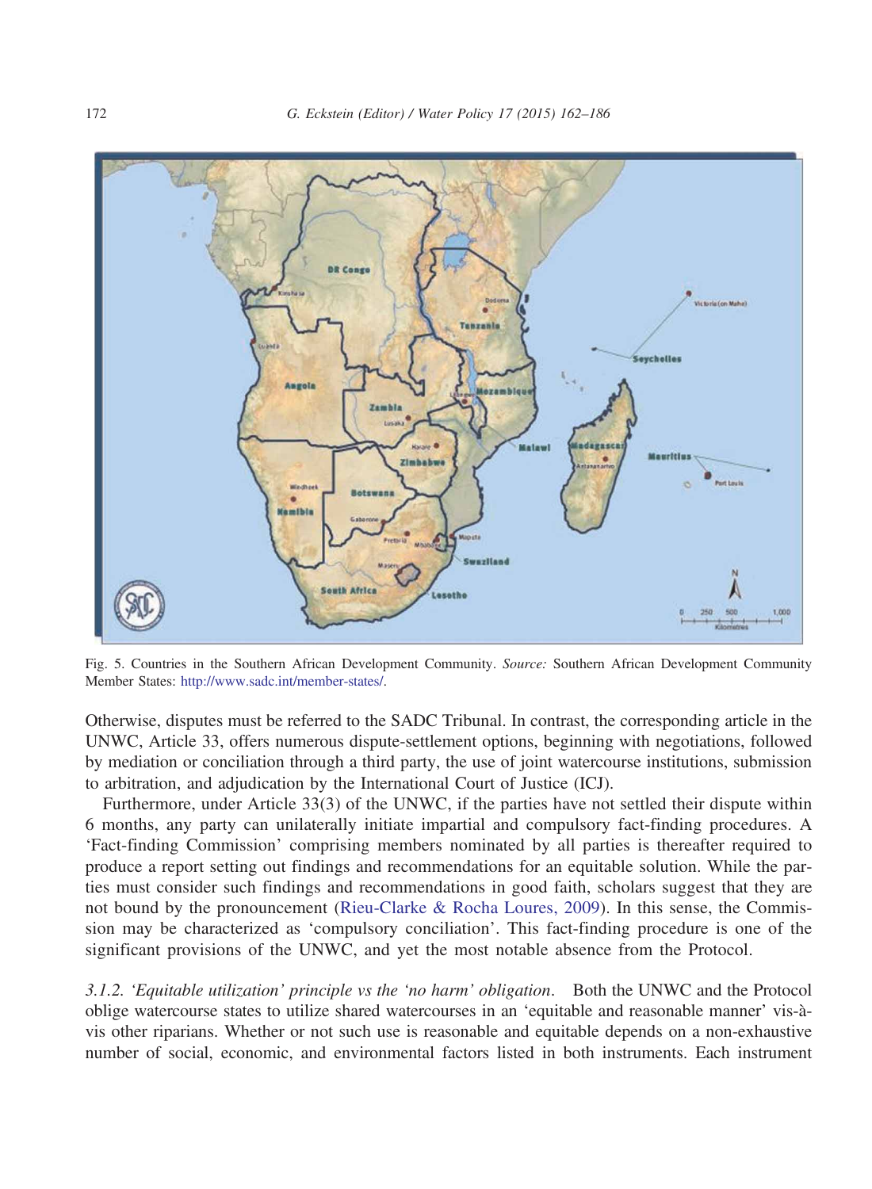Fig. 5. Countries in the Southern African Development Community. *Source:* Southern African Development Community Member States: http://www.sadc.int/member-states/.

Otherwise, disputes must be referred to the SADC Tribunal. In contrast, the corresponding article in the UNWC, Article 33, offers numerous dispute-settlement options, beginning with negotiations, followed by mediation or conciliation through a third party, the use of joint watercourse institutions, submission to arbitration, and adjudication by the International Court of Justice (ICJ).

Furthermore, under Article 33(3) of the UNWC, if the parties have not settled their dispute within 6 months, any party can unilaterally initiate impartial and compulsory fact-finding procedures. A 'Fact-finding Commission' comprising members nominated by all parties is thereafter required to produce a report setting out findings and recommendations for an equitable solution. While the parties must consider such findings and recommendations in good faith, scholars suggest that they are not bound by the pronouncement (Rieu-Clarke & Rocha Loures, 2009). In this sense, the Commission may be characterized as 'compulsory conciliation'. This fact-finding procedure is one of the significant provisions of the UNWC, and yet the most notable absence from the Protocol.

*3.1.2. 'Equitable utilization' principle vs the 'no harm' obligation.* Both the UNWC and the Protocol oblige watercourse states to utilize shared watercourses in an 'equitable and reasonable manner' vis-à-vis other riparians. Whether or not such use is reasonable and equitable depends on a non-exhaustive number of social, economic, and environmental factors listed in both instruments. Each instrument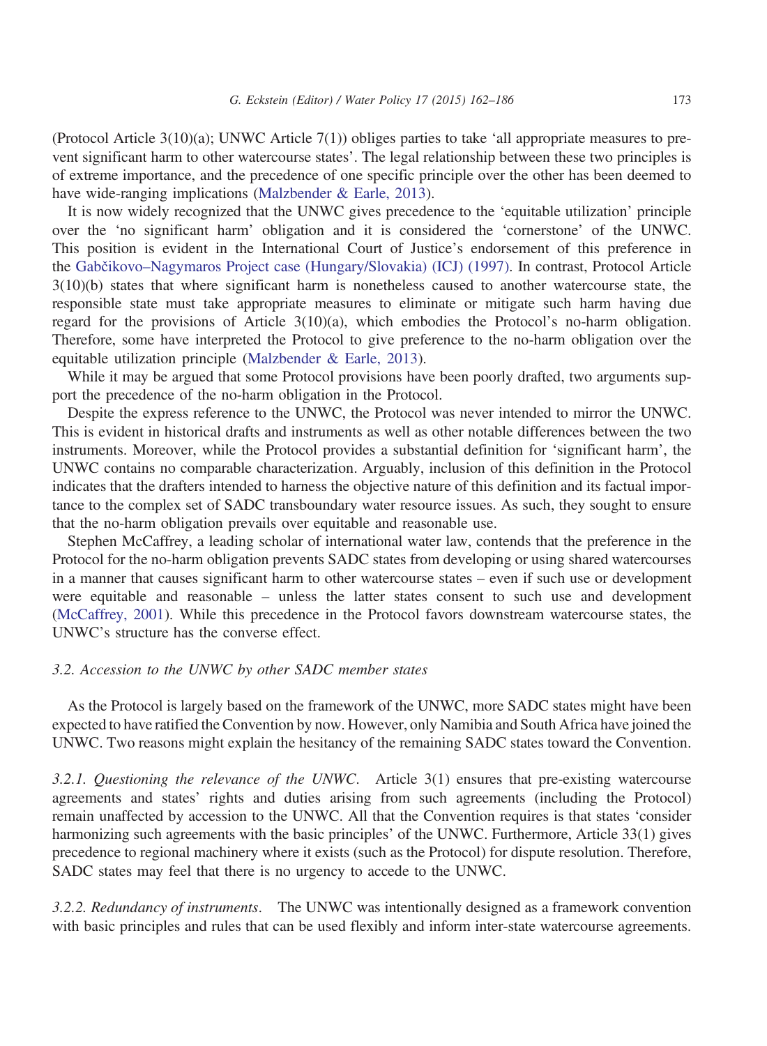(Protocol Article 3(10)(a); UNWC Article 7(1)) obliges parties to take 'all appropriate measures to prevent significant harm to other watercourse states'. The legal relationship between these two principles is of extreme importance, and the precedence of one specific principle over the other has been deemed to have wide-ranging implications (Malzbender & Earle, 2013).

It is now widely recognized that the UNWC gives precedence to the 'equitable utilization' principle over the 'no significant harm' obligation and it is considered the 'cornerstone' of the UNWC. This position is evident in the International Court of Justice's endorsement of this preference in the Gabčikovo–Nagymaros Project case (Hungary/Slovakia) (ICJ) (1997). In contrast, Protocol Article 3(10)(b) states that where significant harm is nonetheless caused to another watercourse state, the responsible state must take appropriate measures to eliminate or mitigate such harm having due regard for the provisions of Article 3(10)(a), which embodies the Protocol's no-harm obligation. Therefore, some have interpreted the Protocol to give preference to the no-harm obligation over the equitable utilization principle (Malzbender & Earle, 2013).

While it may be argued that some Protocol provisions have been poorly drafted, two arguments support the precedence of the no-harm obligation in the Protocol.

Despite the express reference to the UNWC, the Protocol was never intended to mirror the UNWC. This is evident in historical drafts and instruments as well as other notable differences between the two instruments. Moreover, while the Protocol provides a substantial definition for 'significant harm', the UNWC contains no comparable characterization. Arguably, inclusion of this definition in the Protocol indicates that the drafters intended to harness the objective nature of this definition and its factual importance to the complex set of SADC transboundary water resource issues. As such, they sought to ensure that the no-harm obligation prevails over equitable and reasonable use.

Stephen McCaffrey, a leading scholar of international water law, contends that the preference in the Protocol for the no-harm obligation prevents SADC states from developing or using shared watercourses in a manner that causes significant harm to other watercourse states – even if such use or development were equitable and reasonable – unless the latter states consent to such use and development (McCaffrey, 2001). While this precedence in the Protocol favors downstream watercourse states, the UNWC's structure has the converse effect.

### *3.2. Accession to the UNWC by other SADC member states*

As the Protocol is largely based on the framework of the UNWC, more SADC states might have been expected to have ratified the Convention by now. However, only Namibia and South Africa have joined the UNWC. Two reasons might explain the hesitancy of the remaining SADC states toward the Convention.

*3.2.1. Questioning the relevance of the UNWC.* Article 3(1) ensures that pre-existing watercourse agreements and states' rights and duties arising from such agreements (including the Protocol) remain unaffected by accession to the UNWC. All that the Convention requires is that states 'consider harmonizing such agreements with the basic principles' of the UNWC. Furthermore, Article 33(1) gives precedence to regional machinery where it exists (such as the Protocol) for dispute resolution. Therefore, SADC states may feel that there is no urgency to accede to the UNWC.

*3.2.2. Redundancy of instruments.* The UNWC was intentionally designed as a framework convention with basic principles and rules that can be used flexibly and inform inter-state watercourse agreements.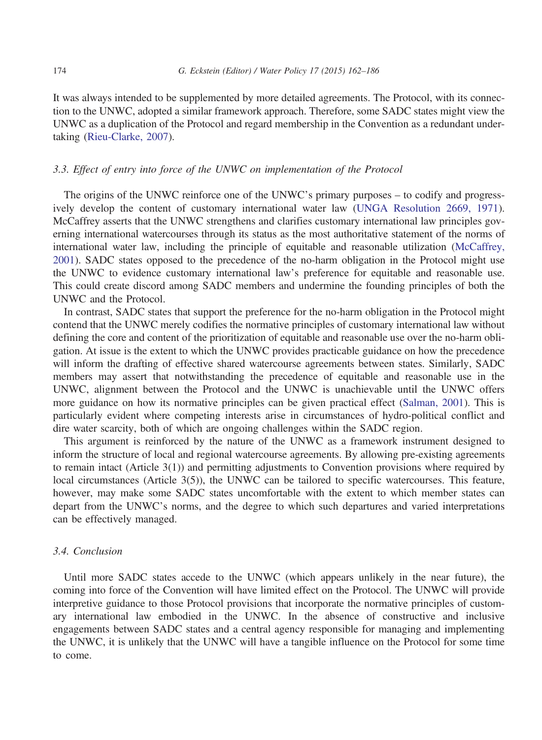It was always intended to be supplemented by more detailed agreements. The Protocol, with its connection to the UNWC, adopted a similar framework approach. Therefore, some SADC states might view the UNWC as a duplication of the Protocol and regard membership in the Convention as a redundant undertaking (Rieu-Clarke, 2007).

### 3.3. Effect of entry into force of the UNWC on implementation of the Protocol

The origins of the UNWC reinforce one of the UNWC's primary purposes – to codify and progressively develop the content of customary international water law (UNGA Resolution 2669, 1971). McCaffrey asserts that the UNWC strengthens and clarifies customary international law principles governing international watercourses through its status as the most authoritative statement of the norms of international water law, including the principle of equitable and reasonable utilization (McCaffrey, 2001). SADC states opposed to the precedence of the no-harm obligation in the Protocol might use the UNWC to evidence customary international law's preference for equitable and reasonable use. This could create discord among SADC members and undermine the founding principles of both the UNWC and the Protocol.

In contrast, SADC states that support the preference for the no-harm obligation in the Protocol might contend that the UNWC merely codifies the normative principles of customary international law without defining the core and content of the prioritization of equitable and reasonable use over the no-harm obligation. At issue is the extent to which the UNWC provides practicable guidance on how the precedence will inform the drafting of effective shared watercourse agreements between states. Similarly, SADC members may assert that notwithstanding the precedence of equitable and reasonable use in the UNWC, alignment between the Protocol and the UNWC is unachievable until the UNWC offers more guidance on how its normative principles can be given practical effect (Salman, 2001). This is particularly evident where competing interests arise in circumstances of hydro-political conflict and dire water scarcity, both of which are ongoing challenges within the SADC region.

This argument is reinforced by the nature of the UNWC as a framework instrument designed to inform the structure of local and regional watercourse agreements. By allowing pre-existing agreements to remain intact (Article 3(1)) and permitting adjustments to Convention provisions where required by local circumstances (Article 3(5)), the UNWC can be tailored to specific watercourses. This feature, however, may make some SADC states uncomfortable with the extent to which member states can depart from the UNWC's norms, and the degree to which such departures and varied interpretations can be effectively managed.

### 3.4. Conclusion

Until more SADC states accede to the UNWC (which appears unlikely in the near future), the coming into force of the Convention will have limited effect on the Protocol. The UNWC will provide interpretive guidance to those Protocol provisions that incorporate the normative principles of customary international law embodied in the UNWC. In the absence of constructive and inclusive engagements between SADC states and a central agency responsible for managing and implementing the UNWC, it is unlikely that the UNWC will have a tangible influence on the Protocol for some time to come.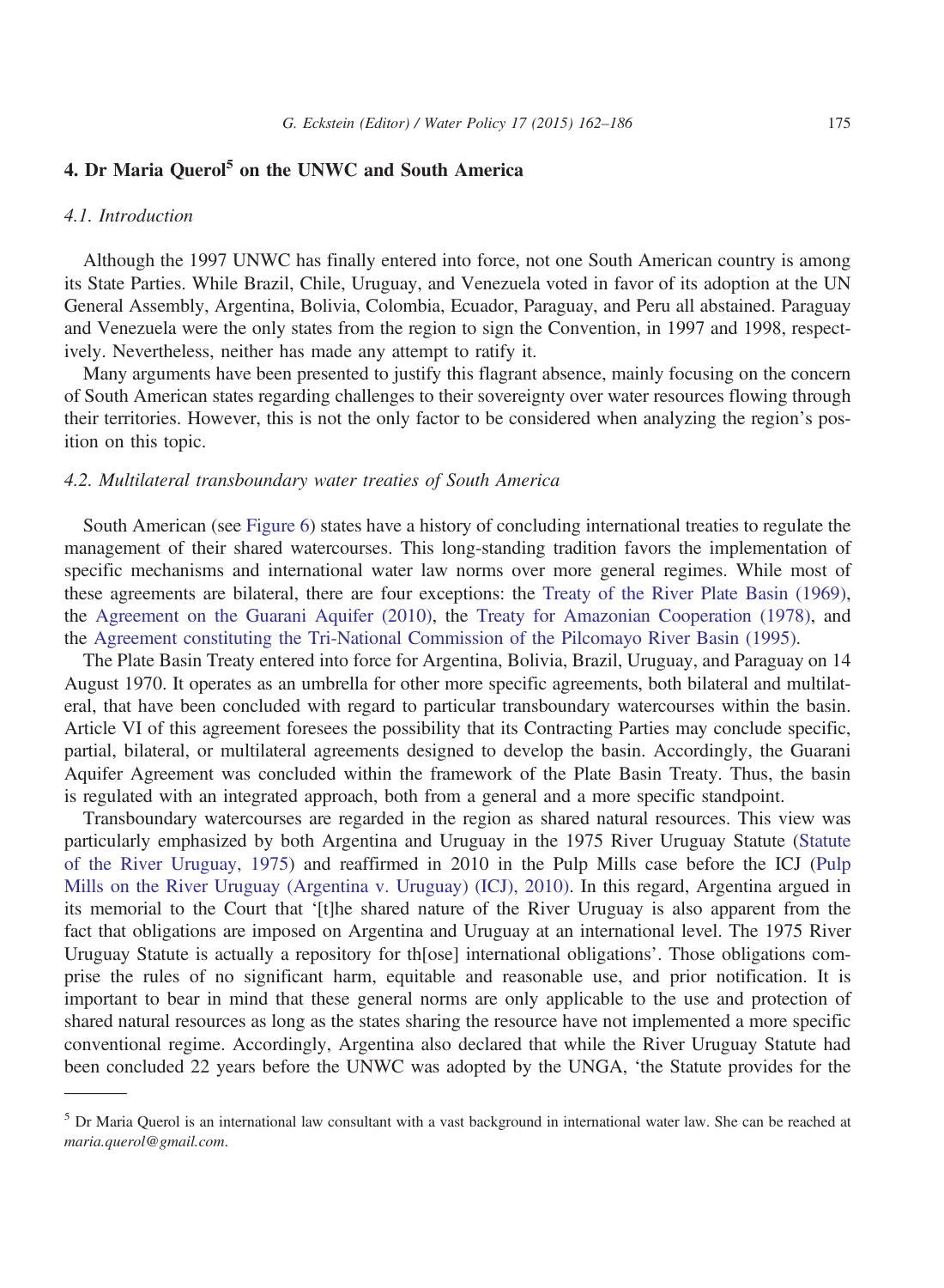## 4. Dr Maria Querol[5] on the UNWC and South America

### *4.1. Introduction*

Although the 1997 UNWC has finally entered into force, not one South American country is among its State Parties. While Brazil, Chile, Uruguay, and Venezuela voted in favor of its adoption at the UN General Assembly, Argentina, Bolivia, Colombia, Ecuador, Paraguay, and Peru all abstained. Paraguay and Venezuela were the only states from the region to sign the Convention, in 1997 and 1998, respectively. Nevertheless, neither has made any attempt to ratify it.

Many arguments have been presented to justify this flagrant absence, mainly focusing on the concern of South American states regarding challenges to their sovereignty over water resources flowing through their territories. However, this is not the only factor to be considered when analyzing the region's position on this topic.

### *4.2. Multilateral transboundary water treaties of South America*

South American (see Figure 6) states have a history of concluding international treaties to regulate the management of their shared watercourses. This long-standing tradition favors the implementation of specific mechanisms and international water law norms over more general regimes. While most of these agreements are bilateral, there are four exceptions: the Treaty of the River Plate Basin (1969), the Agreement on the Guarani Aquifer (2010), the Treaty for Amazonian Cooperation (1978), and the Agreement constituting the Tri-National Commission of the Pilcomayo River Basin (1995).

The Plate Basin Treaty entered into force for Argentina, Bolivia, Brazil, Uruguay, and Paraguay on 14 August 1970. It operates as an umbrella for other more specific agreements, both bilateral and multilateral, that have been concluded with regard to particular transboundary watercourses within the basin. Article VI of this agreement foresees the possibility that its Contracting Parties may conclude specific, partial, bilateral, or multilateral agreements designed to develop the basin. Accordingly, the Guarani Aquifer Agreement was concluded within the framework of the Plate Basin Treaty. Thus, the basin is regulated with an integrated approach, both from a general and a more specific standpoint.

Transboundary watercourses are regarded in the region as shared natural resources. This view was particularly emphasized by both Argentina and Uruguay in the 1975 River Uruguay Statute (Statute of the River Uruguay, 1975) and reaffirmed in 2010 in the Pulp Mills case before the ICJ (Pulp Mills on the River Uruguay (Argentina v. Uruguay) (ICJ), 2010). In this regard, Argentina argued in its memorial to the Court that '[t]he shared nature of the River Uruguay is also apparent from the fact that obligations are imposed on Argentina and Uruguay at an international level. The 1975 River Uruguay Statute is actually a repository for th[ose] international obligations'. Those obligations comprise the rules of no significant harm, equitable and reasonable use, and prior notification. It is important to bear in mind that these general norms are only applicable to the use and protection of shared natural resources as long as the states sharing the resource have not implemented a more specific conventional regime. Accordingly, Argentina also declared that while the River Uruguay Statute had been concluded 22 years before the UNWC was adopted by the UNGA, 'the Statute provides for the

[5] Dr Maria Querol is an international law consultant with a vast background in international water law. She can be reached at *maria.querol@gmail.com*.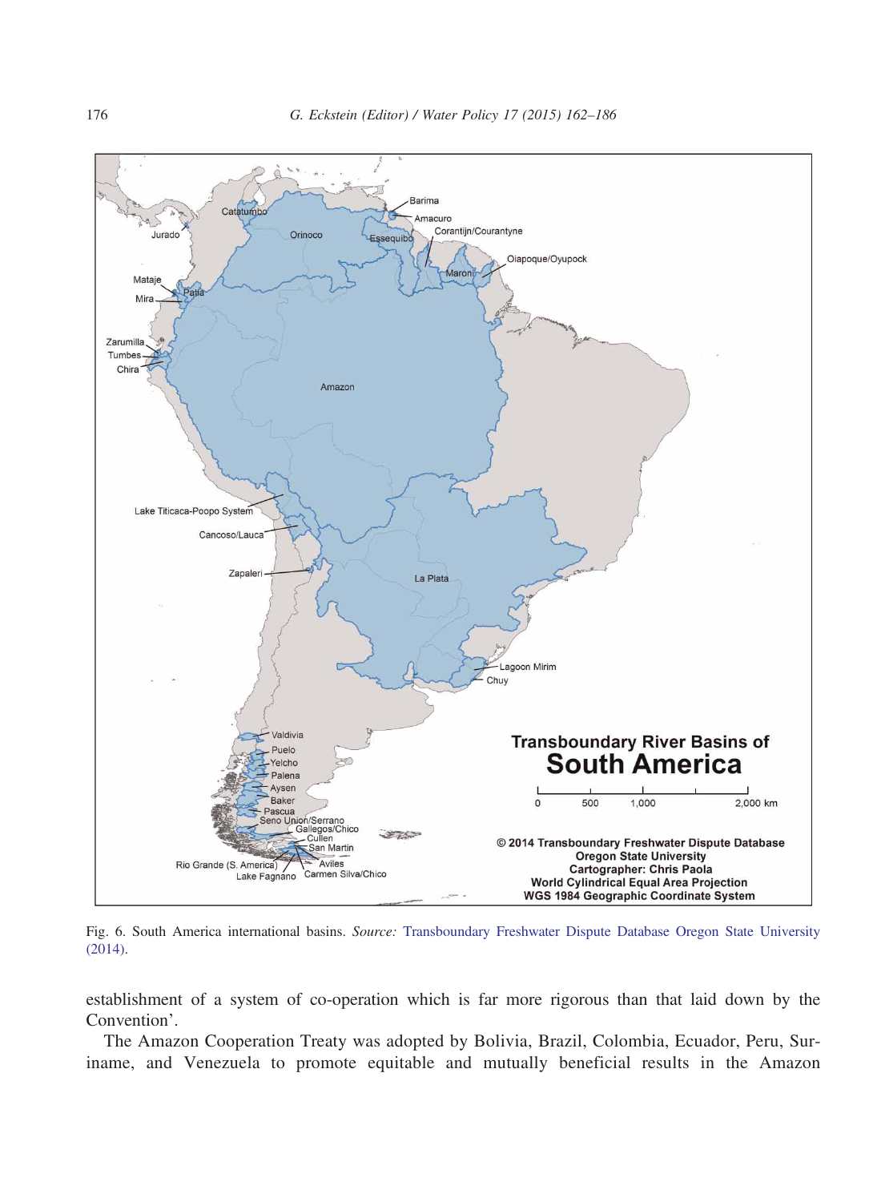Fig. 6. South America international basins. *Source:* Transboundary Freshwater Dispute Database Oregon State University (2014).

establishment of a system of co-operation which is far more rigorous than that laid down by the Convention'.

The Amazon Cooperation Treaty was adopted by Bolivia, Brazil, Colombia, Ecuador, Peru, Suriname, and Venezuela to promote equitable and mutually beneficial results in the Amazon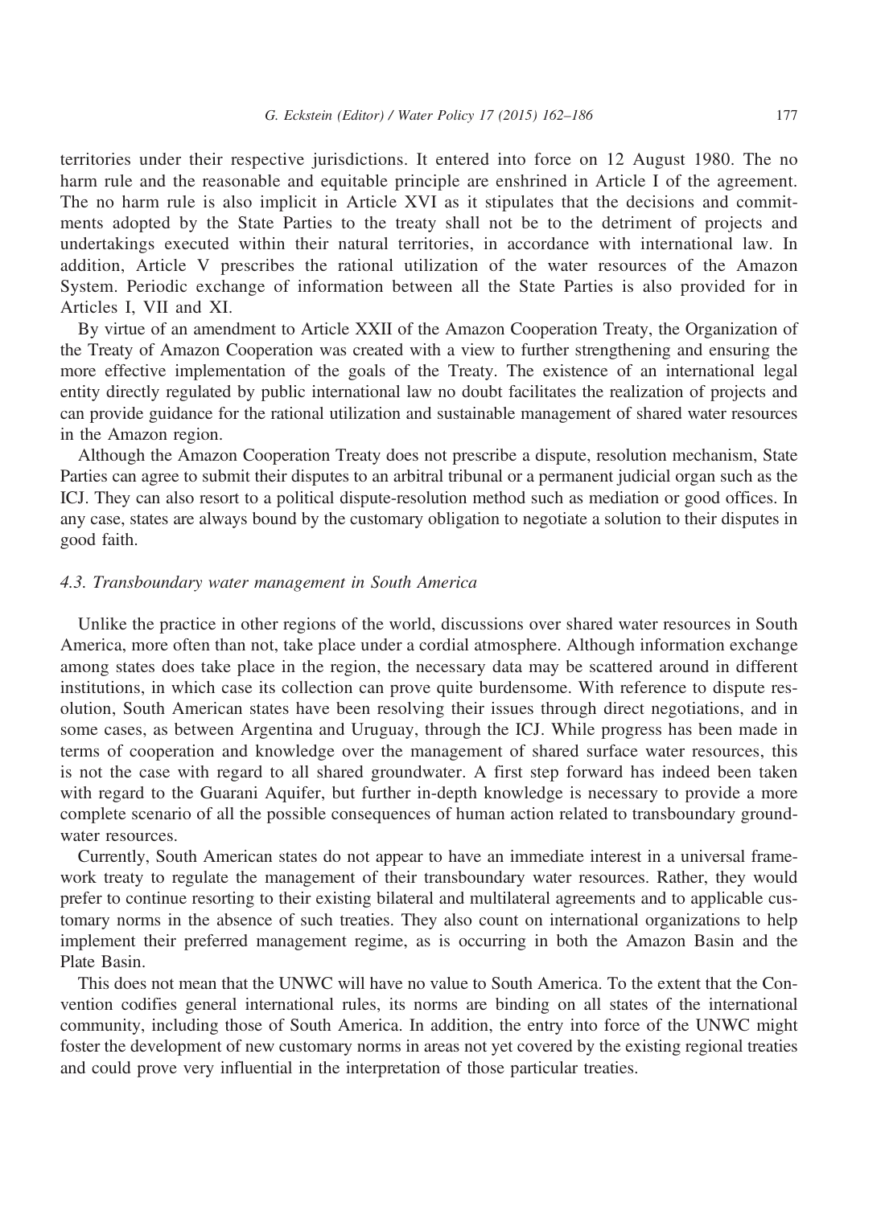territories under their respective jurisdictions. It entered into force on 12 August 1980. The no harm rule and the reasonable and equitable principle are enshrined in Article I of the agreement. The no harm rule is also implicit in Article XVI as it stipulates that the decisions and commitments adopted by the State Parties to the treaty shall not be to the detriment of projects and undertakings executed within their natural territories, in accordance with international law. In addition, Article V prescribes the rational utilization of the water resources of the Amazon System. Periodic exchange of information between all the State Parties is also provided for in Articles I, VII and XI.

By virtue of an amendment to Article XXII of the Amazon Cooperation Treaty, the Organization of the Treaty of Amazon Cooperation was created with a view to further strengthening and ensuring the more effective implementation of the goals of the Treaty. The existence of an international legal entity directly regulated by public international law no doubt facilitates the realization of projects and can provide guidance for the rational utilization and sustainable management of shared water resources in the Amazon region.

Although the Amazon Cooperation Treaty does not prescribe a dispute, resolution mechanism, State Parties can agree to submit their disputes to an arbitral tribunal or a permanent judicial organ such as the ICJ. They can also resort to a political dispute-resolution method such as mediation or good offices. In any case, states are always bound by the customary obligation to negotiate a solution to their disputes in good faith.

### *4.3. Transboundary water management in South America*

Unlike the practice in other regions of the world, discussions over shared water resources in South America, more often than not, take place under a cordial atmosphere. Although information exchange among states does take place in the region, the necessary data may be scattered around in different institutions, in which case its collection can prove quite burdensome. With reference to dispute resolution, South American states have been resolving their issues through direct negotiations, and in some cases, as between Argentina and Uruguay, through the ICJ. While progress has been made in terms of cooperation and knowledge over the management of shared surface water resources, this is not the case with regard to all shared groundwater. A first step forward has indeed been taken with regard to the Guarani Aquifer, but further in-depth knowledge is necessary to provide a more complete scenario of all the possible consequences of human action related to transboundary groundwater resources.

Currently, South American states do not appear to have an immediate interest in a universal framework treaty to regulate the management of their transboundary water resources. Rather, they would prefer to continue resorting to their existing bilateral and multilateral agreements and to applicable customary norms in the absence of such treaties. They also count on international organizations to help implement their preferred management regime, as is occurring in both the Amazon Basin and the Plate Basin.

This does not mean that the UNWC will have no value to South America. To the extent that the Convention codifies general international rules, its norms are binding on all states of the international community, including those of South America. In addition, the entry into force of the UNWC might foster the development of new customary norms in areas not yet covered by the existing regional treaties and could prove very influential in the interpretation of those particular treaties.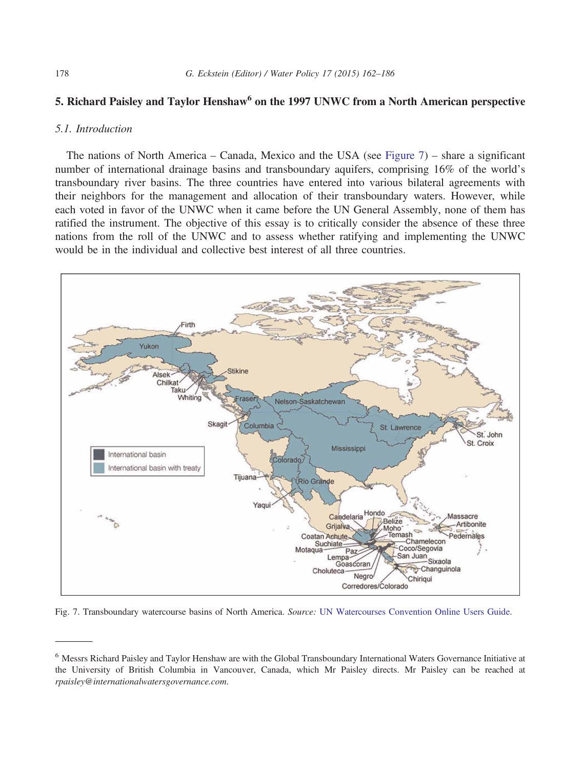## 5. Richard Paisley and Taylor Henshaw[6] on the 1997 UNWC from a North American perspective

### 5.1. Introduction

The nations of North America – Canada, Mexico and the USA (see Figure 7) – share a significant number of international drainage basins and transboundary aquifers, comprising 16% of the world's transboundary river basins. The three countries have entered into various bilateral agreements with their neighbors for the management and allocation of their transboundary waters. However, while each voted in favor of the UNWC when it came before the UN General Assembly, none of them has ratified the instrument. The objective of this essay is to critically consider the absence of these three nations from the roll of the UNWC and to assess whether ratifying and implementing the UNWC would be in the individual and collective best interest of all three countries.

Fig. 7. Transboundary watercourse basins of North America. *Source:* UN Watercourses Convention Online Users Guide.

[6] Messrs Richard Paisley and Taylor Henshaw are with the Global Transboundary International Waters Governance Initiative at the University of British Columbia in Vancouver, Canada, which Mr Paisley directs. Mr Paisley can be reached at *rpaisley@internationalwatersgovernance.com*.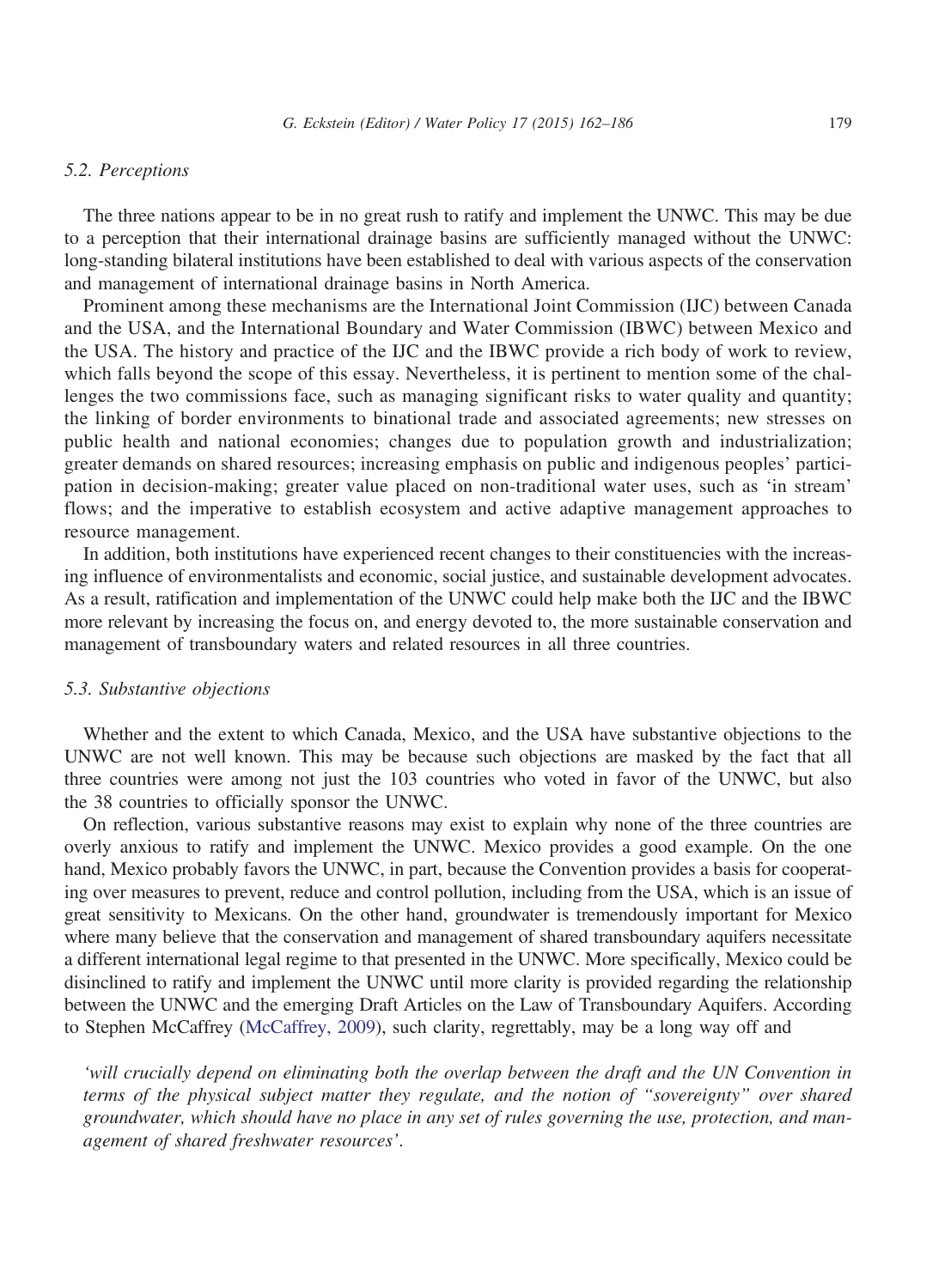### *5.2. Perceptions*

The three nations appear to be in no great rush to ratify and implement the UNWC. This may be due to a perception that their international drainage basins are sufficiently managed without the UNWC: long-standing bilateral institutions have been established to deal with various aspects of the conservation and management of international drainage basins in North America.

Prominent among these mechanisms are the International Joint Commission (IJC) between Canada and the USA, and the International Boundary and Water Commission (IBWC) between Mexico and the USA. The history and practice of the IJC and the IBWC provide a rich body of work to review, which falls beyond the scope of this essay. Nevertheless, it is pertinent to mention some of the challenges the two commissions face, such as managing significant risks to water quality and quantity; the linking of border environments to binational trade and associated agreements; new stresses on public health and national economies; changes due to population growth and industrialization; greater demands on shared resources; increasing emphasis on public and indigenous peoples' participation in decision-making; greater value placed on non-traditional water uses, such as 'in stream' flows; and the imperative to establish ecosystem and active adaptive management approaches to resource management.

In addition, both institutions have experienced recent changes to their constituencies with the increasing influence of environmentalists and economic, social justice, and sustainable development advocates. As a result, ratification and implementation of the UNWC could help make both the IJC and the IBWC more relevant by increasing the focus on, and energy devoted to, the more sustainable conservation and management of transboundary waters and related resources in all three countries.

### *5.3. Substantive objections*

Whether and the extent to which Canada, Mexico, and the USA have substantive objections to the UNWC are not well known. This may be because such objections are masked by the fact that all three countries were among not just the 103 countries who voted in favor of the UNWC, but also the 38 countries to officially sponsor the UNWC.

On reflection, various substantive reasons may exist to explain why none of the three countries are overly anxious to ratify and implement the UNWC. Mexico provides a good example. On the one hand, Mexico probably favors the UNWC, in part, because the Convention provides a basis for cooperating over measures to prevent, reduce and control pollution, including from the USA, which is an issue of great sensitivity to Mexicans. On the other hand, groundwater is tremendously important for Mexico where many believe that the conservation and management of shared transboundary aquifers necessitate a different international legal regime to that presented in the UNWC. More specifically, Mexico could be disinclined to ratify and implement the UNWC until more clarity is provided regarding the relationship between the UNWC and the emerging Draft Articles on the Law of Transboundary Aquifers. According to Stephen McCaffrey (McCaffrey, 2009), such clarity, regrettably, may be a long way off and

> *'will crucially depend on eliminating both the overlap between the draft and the UN Convention in terms of the physical subject matter they regulate, and the notion of "sovereignty" over shared groundwater, which should have no place in any set of rules governing the use, protection, and management of shared freshwater resources'.*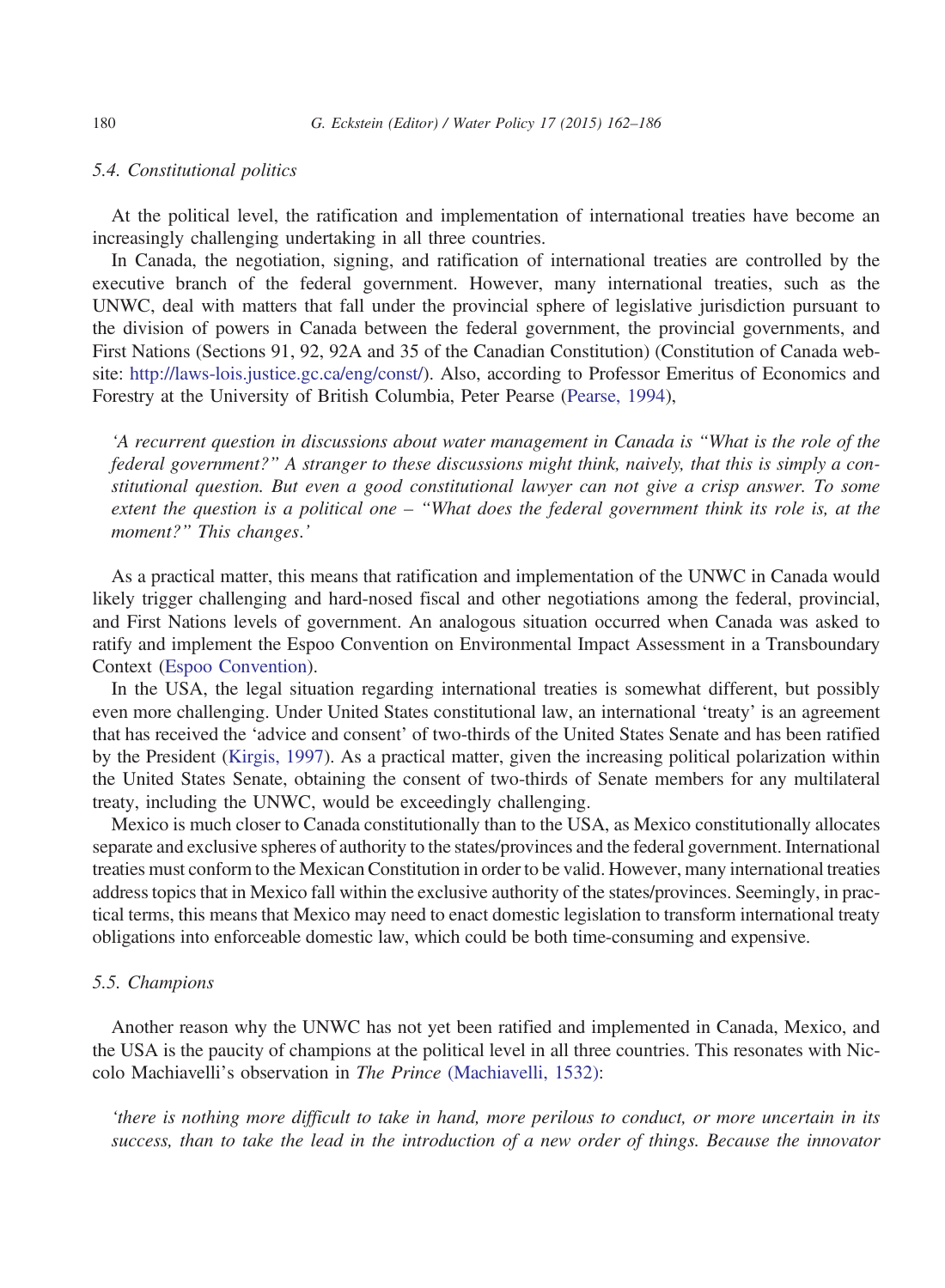### 5.4. Constitutional politics

At the political level, the ratification and implementation of international treaties have become an increasingly challenging undertaking in all three countries.

In Canada, the negotiation, signing, and ratification of international treaties are controlled by the executive branch of the federal government. However, many international treaties, such as the UNWC, deal with matters that fall under the provincial sphere of legislative jurisdiction pursuant to the division of powers in Canada between the federal government, the provincial governments, and First Nations (Sections 91, 92, 92A and 35 of the Canadian Constitution) (Constitution of Canada website: http://laws-lois.justice.gc.ca/eng/const/). Also, according to Professor Emeritus of Economics and Forestry at the University of British Columbia, Peter Pearse (Pearse, 1994),

> *'A recurrent question in discussions about water management in Canada is "What is the role of the federal government?" A stranger to these discussions might think, naively, that this is simply a constitutional question. But even a good constitutional lawyer can not give a crisp answer. To some extent the question is a political one – "What does the federal government think its role is, at the moment?" This changes.'*

As a practical matter, this means that ratification and implementation of the UNWC in Canada would likely trigger challenging and hard-nosed fiscal and other negotiations among the federal, provincial, and First Nations levels of government. An analogous situation occurred when Canada was asked to ratify and implement the Espoo Convention on Environmental Impact Assessment in a Transboundary Context (Espoo Convention).

In the USA, the legal situation regarding international treaties is somewhat different, but possibly even more challenging. Under United States constitutional law, an international 'treaty' is an agreement that has received the 'advice and consent' of two-thirds of the United States Senate and has been ratified by the President (Kirgis, 1997). As a practical matter, given the increasing political polarization within the United States Senate, obtaining the consent of two-thirds of Senate members for any multilateral treaty, including the UNWC, would be exceedingly challenging.

Mexico is much closer to Canada constitutionally than to the USA, as Mexico constitutionally allocates separate and exclusive spheres of authority to the states/provinces and the federal government. International treaties must conform to the Mexican Constitution in order to be valid. However, many international treaties address topics that in Mexico fall within the exclusive authority of the states/provinces. Seemingly, in practical terms, this means that Mexico may need to enact domestic legislation to transform international treaty obligations into enforceable domestic law, which could be both time-consuming and expensive.

### 5.5. Champions

Another reason why the UNWC has not yet been ratified and implemented in Canada, Mexico, and the USA is the paucity of champions at the political level in all three countries. This resonates with Niccolo Machiavelli's observation in *The Prince* (Machiavelli, 1532):

> *'there is nothing more difficult to take in hand, more perilous to conduct, or more uncertain in its success, than to take the lead in the introduction of a new order of things. Because the innovator*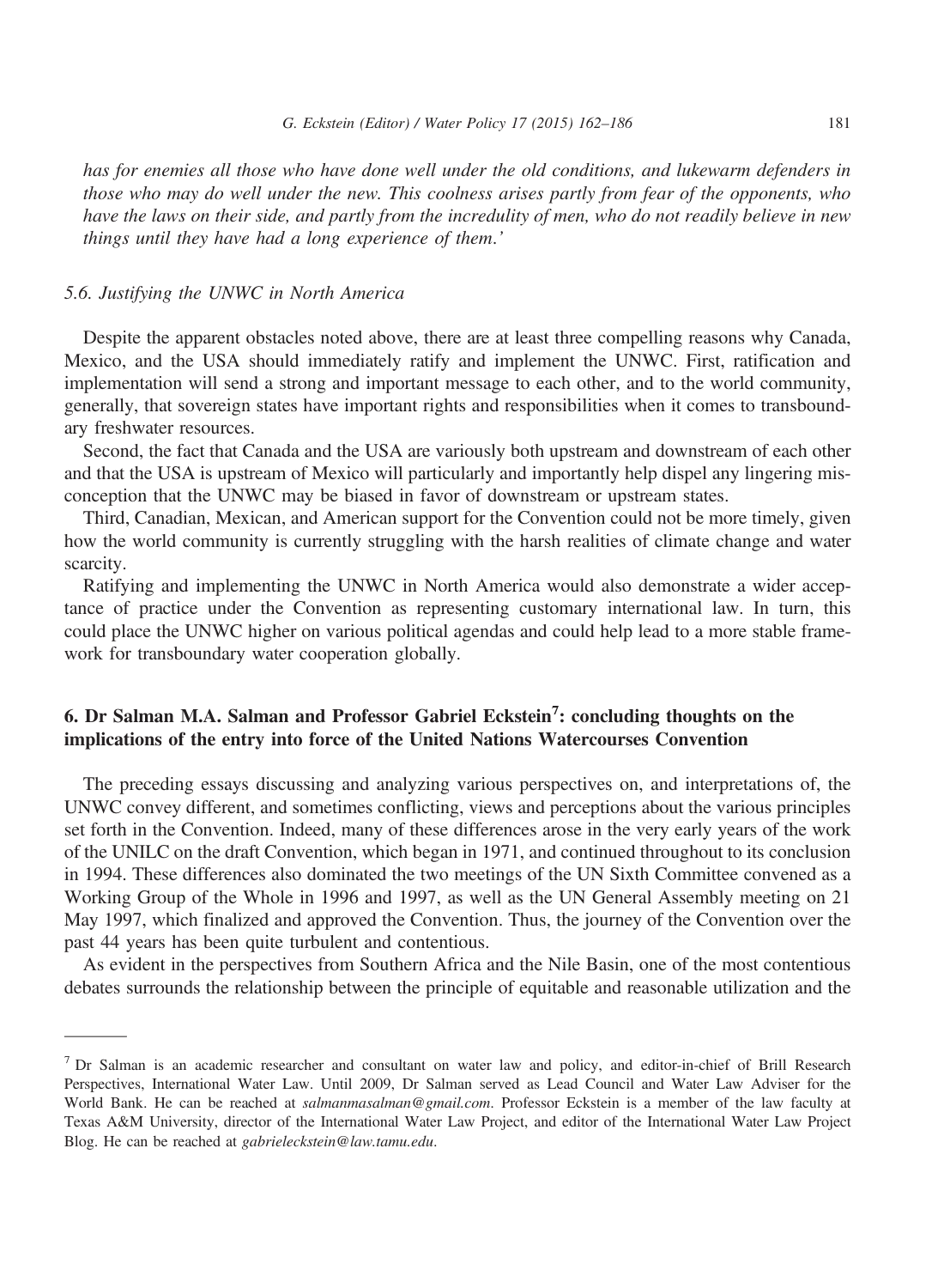*has for enemies all those who have done well under the old conditions, and lukewarm defenders in those who may do well under the new. This coolness arises partly from fear of the opponents, who have the laws on their side, and partly from the incredulity of men, who do not readily believe in new things until they have had a long experience of them.'*

### *5.6. Justifying the UNWC in North America*

Despite the apparent obstacles noted above, there are at least three compelling reasons why Canada, Mexico, and the USA should immediately ratify and implement the UNWC. First, ratification and implementation will send a strong and important message to each other, and to the world community, generally, that sovereign states have important rights and responsibilities when it comes to transboundary freshwater resources.

Second, the fact that Canada and the USA are variously both upstream and downstream of each other and that the USA is upstream of Mexico will particularly and importantly help dispel any lingering misconception that the UNWC may be biased in favor of downstream or upstream states.

Third, Canadian, Mexican, and American support for the Convention could not be more timely, given how the world community is currently struggling with the harsh realities of climate change and water scarcity.

Ratifying and implementing the UNWC in North America would also demonstrate a wider acceptance of practice under the Convention as representing customary international law. In turn, this could place the UNWC higher on various political agendas and could help lead to a more stable framework for transboundary water cooperation globally.

## 6. Dr Salman M.A. Salman and Professor Gabriel Eckstein[7]: concluding thoughts on the implications of the entry into force of the United Nations Watercourses Convention

The preceding essays discussing and analyzing various perspectives on, and interpretations of, the UNWC convey different, and sometimes conflicting, views and perceptions about the various principles set forth in the Convention. Indeed, many of these differences arose in the very early years of the work of the UNILC on the draft Convention, which began in 1971, and continued throughout to its conclusion in 1994. These differences also dominated the two meetings of the UN Sixth Committee convened as a Working Group of the Whole in 1996 and 1997, as well as the UN General Assembly meeting on 21 May 1997, which finalized and approved the Convention. Thus, the journey of the Convention over the past 44 years has been quite turbulent and contentious.

As evident in the perspectives from Southern Africa and the Nile Basin, one of the most contentious debates surrounds the relationship between the principle of equitable and reasonable utilization and the

---

[7] Dr Salman is an academic researcher and consultant on water law and policy, and editor-in-chief of Brill Research Perspectives, International Water Law. Until 2009, Dr Salman served as Lead Council and Water Law Adviser for the World Bank. He can be reached at *salmanmasalman@gmail.com*. Professor Eckstein is a member of the law faculty at Texas A&M University, director of the International Water Law Project, and editor of the International Water Law Project Blog. He can be reached at *gabrieleckstein@law.tamu.edu*.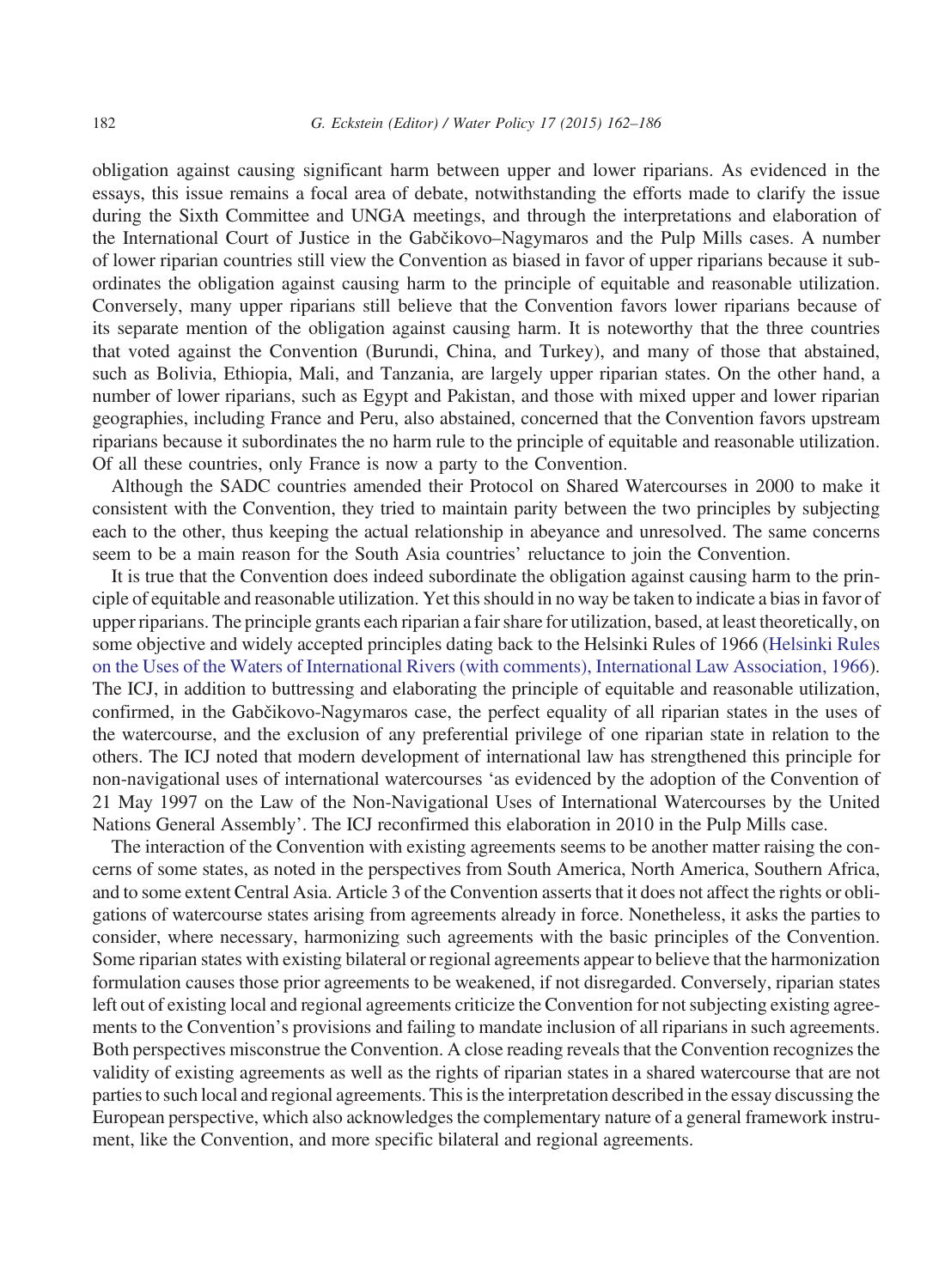obligation against causing significant harm between upper and lower riparians. As evidenced in the essays, this issue remains a focal area of debate, notwithstanding the efforts made to clarify the issue during the Sixth Committee and UNGA meetings, and through the interpretations and elaboration of the International Court of Justice in the Gabčikovo–Nagymaros and the Pulp Mills cases. A number of lower riparian countries still view the Convention as biased in favor of upper riparians because it subordinates the obligation against causing harm to the principle of equitable and reasonable utilization. Conversely, many upper riparians still believe that the Convention favors lower riparians because of its separate mention of the obligation against causing harm. It is noteworthy that the three countries that voted against the Convention (Burundi, China, and Turkey), and many of those that abstained, such as Bolivia, Ethiopia, Mali, and Tanzania, are largely upper riparian states. On the other hand, a number of lower riparians, such as Egypt and Pakistan, and those with mixed upper and lower riparian geographies, including France and Peru, also abstained, concerned that the Convention favors upstream riparians because it subordinates the no harm rule to the principle of equitable and reasonable utilization. Of all these countries, only France is now a party to the Convention.

Although the SADC countries amended their Protocol on Shared Watercourses in 2000 to make it consistent with the Convention, they tried to maintain parity between the two principles by subjecting each to the other, thus keeping the actual relationship in abeyance and unresolved. The same concerns seem to be a main reason for the South Asia countries' reluctance to join the Convention.

It is true that the Convention does indeed subordinate the obligation against causing harm to the principle of equitable and reasonable utilization. Yet this should in no way be taken to indicate a bias in favor of upper riparians. The principle grants each riparian a fair share for utilization, based, at least theoretically, on some objective and widely accepted principles dating back to the Helsinki Rules of 1966 (Helsinki Rules on the Uses of the Waters of International Rivers (with comments), International Law Association, 1966). The ICJ, in addition to buttressing and elaborating the principle of equitable and reasonable utilization, confirmed, in the Gabčikovo-Nagymaros case, the perfect equality of all riparian states in the uses of the watercourse, and the exclusion of any preferential privilege of one riparian state in relation to the others. The ICJ noted that modern development of international law has strengthened this principle for non-navigational uses of international watercourses 'as evidenced by the adoption of the Convention of 21 May 1997 on the Law of the Non-Navigational Uses of International Watercourses by the United Nations General Assembly'. The ICJ reconfirmed this elaboration in 2010 in the Pulp Mills case.

The interaction of the Convention with existing agreements seems to be another matter raising the concerns of some states, as noted in the perspectives from South America, North America, Southern Africa, and to some extent Central Asia. Article 3 of the Convention asserts that it does not affect the rights or obligations of watercourse states arising from agreements already in force. Nonetheless, it asks the parties to consider, where necessary, harmonizing such agreements with the basic principles of the Convention. Some riparian states with existing bilateral or regional agreements appear to believe that the harmonization formulation causes those prior agreements to be weakened, if not disregarded. Conversely, riparian states left out of existing local and regional agreements criticize the Convention for not subjecting existing agreements to the Convention's provisions and failing to mandate inclusion of all riparians in such agreements. Both perspectives misconstrue the Convention. A close reading reveals that the Convention recognizes the validity of existing agreements as well as the rights of riparian states in a shared watercourse that are not parties to such local and regional agreements. This is the interpretation described in the essay discussing the European perspective, which also acknowledges the complementary nature of a general framework instrument, like the Convention, and more specific bilateral and regional agreements.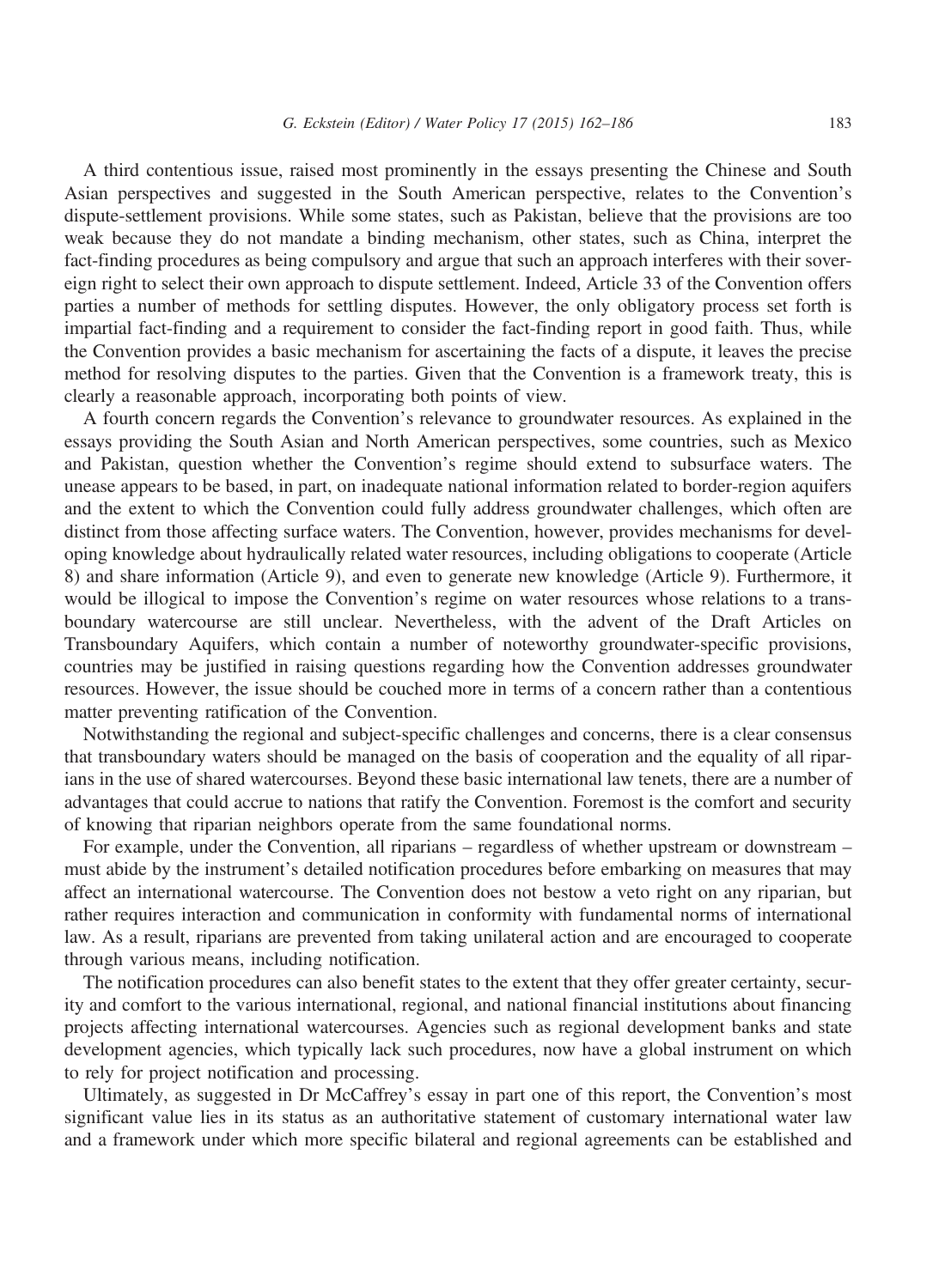A third contentious issue, raised most prominently in the essays presenting the Chinese and South Asian perspectives and suggested in the South American perspective, relates to the Convention's dispute-settlement provisions. While some states, such as Pakistan, believe that the provisions are too weak because they do not mandate a binding mechanism, other states, such as China, interpret the fact-finding procedures as being compulsory and argue that such an approach interferes with their sovereign right to select their own approach to dispute settlement. Indeed, Article 33 of the Convention offers parties a number of methods for settling disputes. However, the only obligatory process set forth is impartial fact-finding and a requirement to consider the fact-finding report in good faith. Thus, while the Convention provides a basic mechanism for ascertaining the facts of a dispute, it leaves the precise method for resolving disputes to the parties. Given that the Convention is a framework treaty, this is clearly a reasonable approach, incorporating both points of view.

A fourth concern regards the Convention's relevance to groundwater resources. As explained in the essays providing the South Asian and North American perspectives, some countries, such as Mexico and Pakistan, question whether the Convention's regime should extend to subsurface waters. The unease appears to be based, in part, on inadequate national information related to border-region aquifers and the extent to which the Convention could fully address groundwater challenges, which often are distinct from those affecting surface waters. The Convention, however, provides mechanisms for developing knowledge about hydraulically related water resources, including obligations to cooperate (Article 8) and share information (Article 9), and even to generate new knowledge (Article 9). Furthermore, it would be illogical to impose the Convention's regime on water resources whose relations to a transboundary watercourse are still unclear. Nevertheless, with the advent of the Draft Articles on Transboundary Aquifers, which contain a number of noteworthy groundwater-specific provisions, countries may be justified in raising questions regarding how the Convention addresses groundwater resources. However, the issue should be couched more in terms of a concern rather than a contentious matter preventing ratification of the Convention.

Notwithstanding the regional and subject-specific challenges and concerns, there is a clear consensus that transboundary waters should be managed on the basis of cooperation and the equality of all riparians in the use of shared watercourses. Beyond these basic international law tenets, there are a number of advantages that could accrue to nations that ratify the Convention. Foremost is the comfort and security of knowing that riparian neighbors operate from the same foundational norms.

For example, under the Convention, all riparians – regardless of whether upstream or downstream – must abide by the instrument's detailed notification procedures before embarking on measures that may affect an international watercourse. The Convention does not bestow a veto right on any riparian, but rather requires interaction and communication in conformity with fundamental norms of international law. As a result, riparians are prevented from taking unilateral action and are encouraged to cooperate through various means, including notification.

The notification procedures can also benefit states to the extent that they offer greater certainty, security and comfort to the various international, regional, and national financial institutions about financing projects affecting international watercourses. Agencies such as regional development banks and state development agencies, which typically lack such procedures, now have a global instrument on which to rely for project notification and processing.

Ultimately, as suggested in Dr McCaffrey's essay in part one of this report, the Convention's most significant value lies in its status as an authoritative statement of customary international water law and a framework under which more specific bilateral and regional agreements can be established and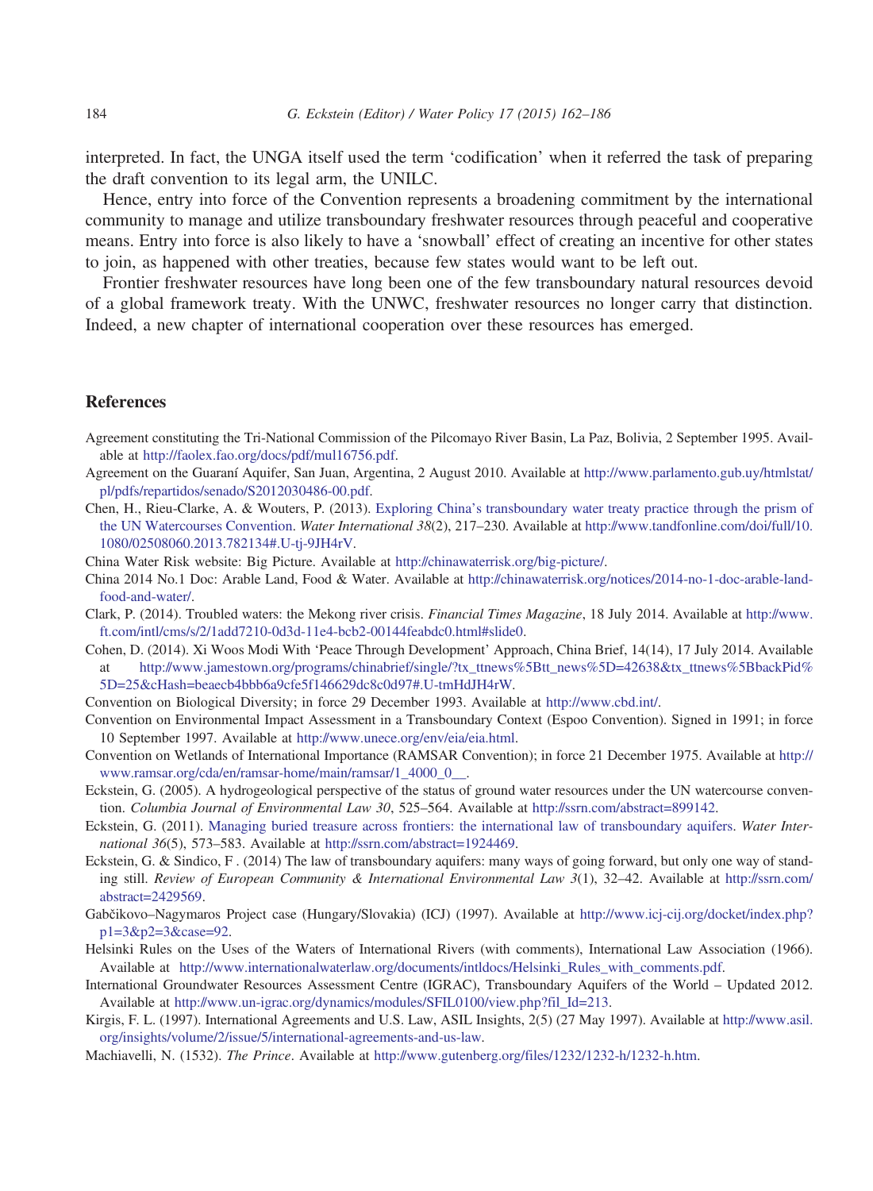interpreted. In fact, the UNGA itself used the term 'codification' when it referred the task of preparing the draft convention to its legal arm, the UNILC.

Hence, entry into force of the Convention represents a broadening commitment by the international community to manage and utilize transboundary freshwater resources through peaceful and cooperative means. Entry into force is also likely to have a 'snowball' effect of creating an incentive for other states to join, as happened with other treaties, because few states would want to be left out.

Frontier freshwater resources have long been one of the few transboundary natural resources devoid of a global framework treaty. With the UNWC, freshwater resources no longer carry that distinction. Indeed, a new chapter of international cooperation over these resources has emerged.

## References

Agreement constituting the Tri-National Commission of the Pilcomayo River Basin, La Paz, Bolivia, 2 September 1995. Available at http://faolex.fao.org/docs/pdf/mul16756.pdf.

Agreement on the Guaraní Aquifer, San Juan, Argentina, 2 August 2010. Available at http://www.parlamento.gub.uy/htmlstat/pl/pdfs/repartidos/senado/S2012030486-00.pdf.

Chen, H., Rieu-Clarke, A. & Wouters, P. (2013). Exploring China's transboundary water treaty practice through the prism of the UN Watercourses Convention. *Water International 38*(2), 217–230. Available at http://www.tandfonline.com/doi/full/10.1080/02508060.2013.782134#.U-tj-9JH4rV.

China Water Risk website: Big Picture. Available at http://chinawaterrisk.org/big-picture/.

China 2014 No.1 Doc: Arable Land, Food & Water. Available at http://chinawaterrisk.org/notices/2014-no-1-doc-arable-land-food-and-water/.

Clark, P. (2014). Troubled waters: the Mekong river crisis. *Financial Times Magazine*, 18 July 2014. Available at http://www.ft.com/intl/cms/s/2/1add7210-0d3d-11e4-bcb2-00144feabdc0.html#slide0.

Cohen, D. (2014). Xi Woos Modi With 'Peace Through Development' Approach, China Brief, 14(14), 17 July 2014. Available at http://www.jamestown.org/programs/chinabrief/single/?tx_ttnews%5Btt_news%5D=42638&tx_ttnews%5BbackPid%5D=25&cHash=beaecb4bbb6a9cfe5f146629dc8c0d97#.U-tmHdJH4rW.

Convention on Biological Diversity; in force 29 December 1993. Available at http://www.cbd.int/.

Convention on Environmental Impact Assessment in a Transboundary Context (Espoo Convention). Signed in 1991; in force 10 September 1997. Available at http://www.unece.org/env/eia/eia.html.

Convention on Wetlands of International Importance (RAMSAR Convention); in force 21 December 1975. Available at http://www.ramsar.org/cda/en/ramsar-home/main/ramsar/1_4000_0__.

Eckstein, G. (2005). A hydrogeological perspective of the status of ground water resources under the UN watercourse convention. *Columbia Journal of Environmental Law 30*, 525–564. Available at http://ssrn.com/abstract=899142.

Eckstein, G. (2011). Managing buried treasure across frontiers: the international law of transboundary aquifers. *Water International 36*(5), 573–583. Available at http://ssrn.com/abstract=1924469.

Eckstein, G. & Sindico, F . (2014) The law of transboundary aquifers: many ways of going forward, but only one way of standing still. *Review of European Community & International Environmental Law 3*(1), 32–42. Available at http://ssrn.com/abstract=2429569.

Gabčikovo–Nagymaros Project case (Hungary/Slovakia) (ICJ) (1997). Available at http://www.icj-cij.org/docket/index.php?p1=3&p2=3&case=92.

Helsinki Rules on the Uses of the Waters of International Rivers (with comments), International Law Association (1966). Available at http://www.internationalwaterlaw.org/documents/intldocs/Helsinki_Rules_with_comments.pdf.

International Groundwater Resources Assessment Centre (IGRAC), Transboundary Aquifers of the World – Updated 2012. Available at http://www.un-igrac.org/dynamics/modules/SFIL0100/view.php?fil_Id=213.

Kirgis, F. L. (1997). International Agreements and U.S. Law, ASIL Insights, 2(5) (27 May 1997). Available at http://www.asil.org/insights/volume/2/issue/5/international-agreements-and-us-law.

Machiavelli, N. (1532). *The Prince*. Available at http://www.gutenberg.org/files/1232/1232-h/1232-h.htm.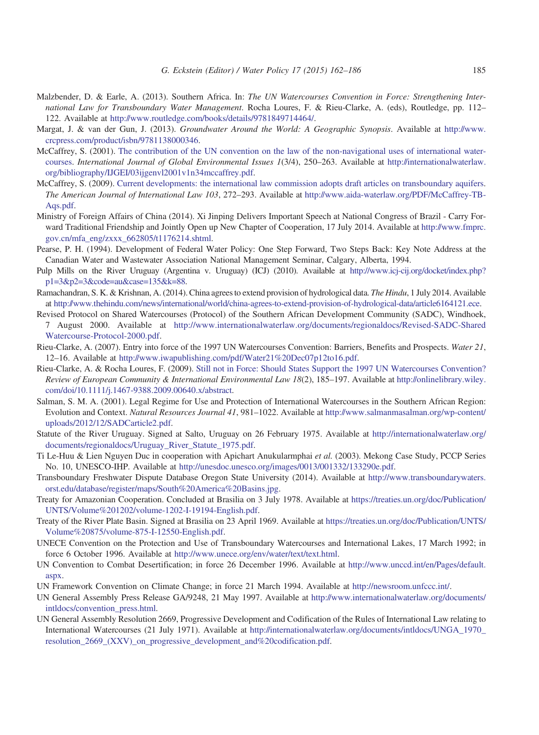Malzbender, D. & Earle, A. (2013). Southern Africa. In: *The UN Watercourses Convention in Force: Strengthening International Law for Transboundary Water Management*. Rocha Loures, F. & Rieu-Clarke, A. (eds), Routledge, pp. 112–122. Available at http://www.routledge.com/books/details/9781849714464/.

Margat, J. & van der Gun, J. (2013). *Groundwater Around the World: A Geographic Synopsis*. Available at http://www.crcpress.com/product/isbn/9781138000346.

McCaffrey, S. (2001). The contribution of the UN convention on the law of the non-navigational uses of international watercourses. *International Journal of Global Environmental Issues 1*(3/4), 250–263. Available at http://internationalwaterlaw.org/bibliography/IJGEI/03ijgenvl2001v1n34mccaffrey.pdf.

McCaffrey, S. (2009). Current developments: the international law commission adopts draft articles on transboundary aquifers. *The American Journal of International Law 103*, 272–293. Available at http://www.aida-waterlaw.org/PDF/McCaffrey-TB-Aqs.pdf.

Ministry of Foreign Affairs of China (2014). Xi Jinping Delivers Important Speech at National Congress of Brazil - Carry Forward Traditional Friendship and Jointly Open up New Chapter of Cooperation, 17 July 2014. Available at http://www.fmprc.gov.cn/mfa_eng/zxxx_662805/t1176214.shtml.

Pearse, P. H. (1994). Development of Federal Water Policy: One Step Forward, Two Steps Back: Key Note Address at the Canadian Water and Wastewater Association National Management Seminar, Calgary, Alberta, 1994.

Pulp Mills on the River Uruguay (Argentina v. Uruguay) (ICJ) (2010). Available at http://www.icj-cij.org/docket/index.php?p1=3&p2=3&code=au&case=135&k=88.

Ramachandran, S. K. & Krishnan, A. (2014). China agrees to extend provision of hydrological data. *The Hindu*, 1 July 2014. Available at http://www.thehindu.com/news/international/world/china-agrees-to-extend-provision-of-hydrological-data/article6164121.ece.

Revised Protocol on Shared Watercourses (Protocol) of the Southern African Development Community (SADC), Windhoek, 7 August 2000. Available at http://www.internationalwaterlaw.org/documents/regionaldocs/Revised-SADC-Shared Watercourse-Protocol-2000.pdf.

Rieu-Clarke, A. (2007). Entry into force of the 1997 UN Watercourses Convention: Barriers, Benefits and Prospects. *Water 21*, 12–16. Available at http://www.iwapublishing.com/pdf/Water21%20Dec07p12to16.pdf.

Rieu-Clarke, A. & Rocha Loures, F. (2009). Still not in Force: Should States Support the 1997 UN Watercourses Convention? *Review of European Community & International Environmental Law 18*(2), 185–197. Available at http://onlinelibrary.wiley.com/doi/10.1111/j.1467-9388.2009.00640.x/abstract.

Salman, S. M. A. (2001). Legal Regime for Use and Protection of International Watercourses in the Southern African Region: Evolution and Context. *Natural Resources Journal 41*, 981–1022. Available at http://www.salmanmasalman.org/wp-content/uploads/2012/12/SADCarticle2.pdf.

Statute of the River Uruguay. Signed at Salto, Uruguay on 26 February 1975. Available at http://internationalwaterlaw.org/documents/regionaldocs/Uruguay_River_Statute_1975.pdf.

Ti Le-Huu & Lien Nguyen Duc in cooperation with Apichart Anukularmphai *et al.* (2003). Mekong Case Study, PCCP Series No. 10, UNESCO-IHP. Available at http://unesdoc.unesco.org/images/0013/001332/133290e.pdf.

Transboundary Freshwater Dispute Database Oregon State University (2014). Available at http://www.transboundarywaters.orst.edu/database/register/maps/South%20America%20Basins.jpg.

Treaty for Amazonian Cooperation. Concluded at Brasilia on 3 July 1978. Available at https://treaties.un.org/doc/Publication/UNTS/Volume%201202/volume-1202-I-19194-English.pdf.

Treaty of the River Plate Basin. Signed at Brasilia on 23 April 1969. Available at https://treaties.un.org/doc/Publication/UNTS/Volume%20875/volume-875-I-12550-English.pdf.

UNECE Convention on the Protection and Use of Transboundary Watercourses and International Lakes, 17 March 1992; in force 6 October 1996. Available at http://www.unece.org/env/water/text/text.html.

UN Convention to Combat Desertification; in force 26 December 1996. Available at http://www.unccd.int/en/Pages/default.aspx.

UN Framework Convention on Climate Change; in force 21 March 1994. Available at http://newsroom.unfccc.int/.

UN General Assembly Press Release GA/9248, 21 May 1997. Available at http://www.internationalwaterlaw.org/documents/intldocs/convention_press.html.

UN General Assembly Resolution 2669, Progressive Development and Codification of the Rules of International Law relating to International Watercourses (21 July 1971). Available at http://internationalwaterlaw.org/documents/intldocs/UNGA_1970_resolution_2669_(XXV)_on_progressive_development_and%20codification.pdf.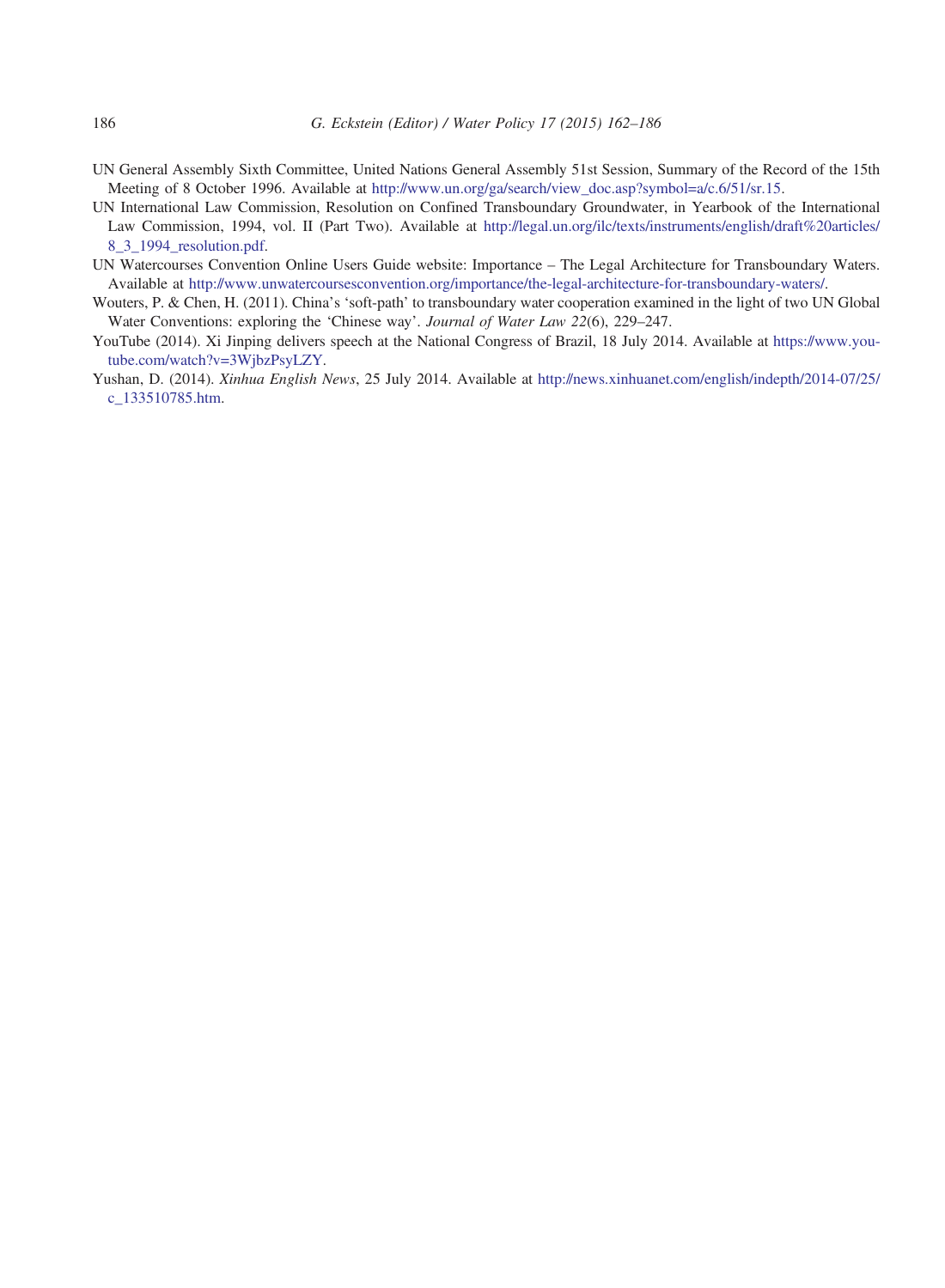UN General Assembly Sixth Committee, United Nations General Assembly 51st Session, Summary of the Record of the 15th Meeting of 8 October 1996. Available at http://www.un.org/ga/search/view_doc.asp?symbol=a/c.6/51/sr.15.

UN International Law Commission, Resolution on Confined Transboundary Groundwater, in Yearbook of the International Law Commission, 1994, vol. II (Part Two). Available at http://legal.un.org/ilc/texts/instruments/english/draft%20articles/8_3_1994_resolution.pdf.

UN Watercourses Convention Online Users Guide website: Importance – The Legal Architecture for Transboundary Waters. Available at http://www.unwatercoursesconvention.org/importance/the-legal-architecture-for-transboundary-waters/.

Wouters, P. & Chen, H. (2011). China's 'soft-path' to transboundary water cooperation examined in the light of two UN Global Water Conventions: exploring the 'Chinese way'. *Journal of Water Law 22*(6), 229–247.

YouTube (2014). Xi Jinping delivers speech at the National Congress of Brazil, 18 July 2014. Available at https://www.youtube.com/watch?v=3WjbzPsyLZY.

Yushan, D. (2014). *Xinhua English News*, 25 July 2014. Available at http://news.xinhuanet.com/english/indepth/2014-07/25/c_133510785.htm.